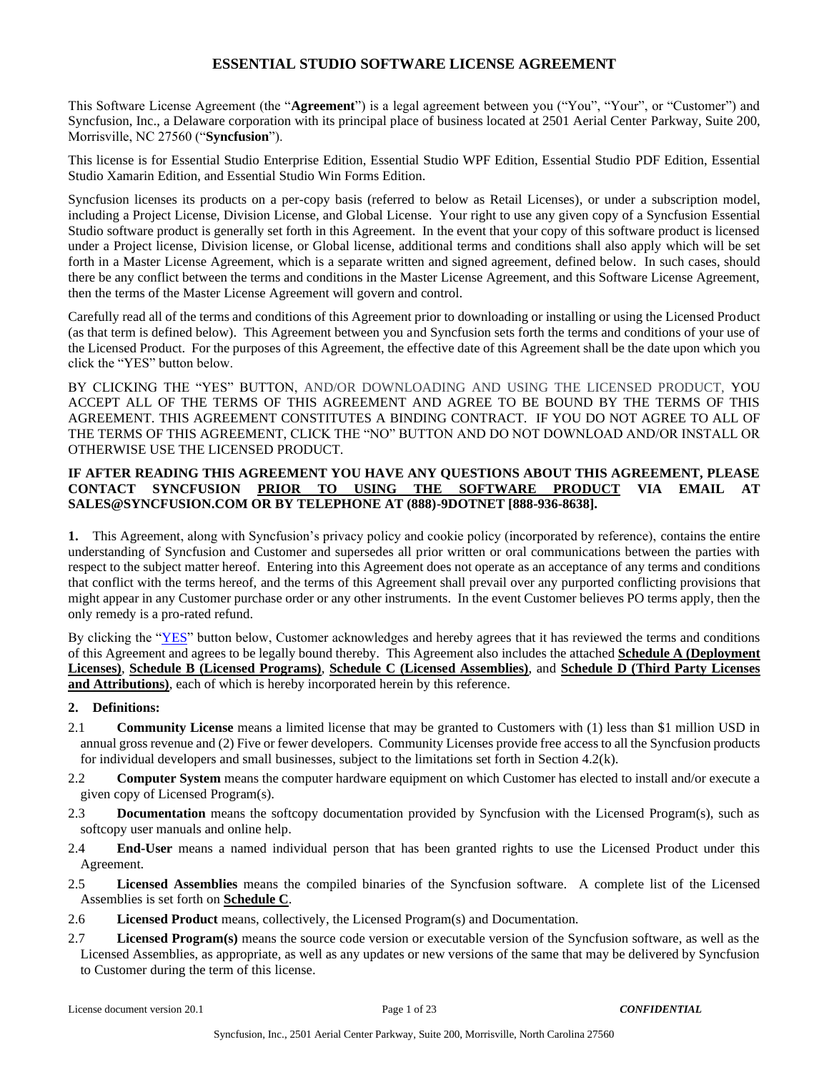# ESSENTIAL STUDIO SOFTWARE LICENSE AGREEMENT

This Software License Agreement (the "**Agreement**") is a legal agreement between you ("You", "Your", or "Customer") and Syncfusion, Inc., a Delaware corporation with its principal place of business located at 2501 Aerial Center Parkway, Suite 200, Morrisville, NC 27560 ("**Syncfusion**").

This license is for Essential Studio Enterprise Edition, Essential Studio WPF Edition, Essential Studio PDF Edition, Essential Studio Xamarin Edition, and Essential Studio Win Forms Edition.

Syncfusion licenses its products on a per-copy basis (referred to below as Retail Licenses), or under a subscription model, including a Project License, Division License, and Global License. Your right to use any given copy of a Syncfusion Essential Studio software product is generally set forth in this Agreement. In the event that your copy of this software product is licensed under a Project license, Division license, or Global license, additional terms and conditions shall also apply which will be set forth in a Master License Agreement, which is a separate written and signed agreement, defined below. In such cases, should there be any conflict between the terms and conditions in the Master License Agreement, and this Software License Agreement, then the terms of the Master License Agreement will govern and control.

Carefully read all of the terms and conditions of this Agreement prior to downloading or installing or using the Licensed Product (as that term is defined below). This Agreement between you and Syncfusion sets forth the terms and conditions of your use of the Licensed Product. For the purposes of this Agreement, the effective date of this Agreement shall be the date upon which you click the "YES" button below.

BY CLICKING THE "YES" BUTTON, AND/OR DOWNLOADING AND USING THE LICENSED PRODUCT, YOU ACCEPT ALL OF THE TERMS OF THIS AGREEMENT AND AGREE TO BE BOUND BY THE TERMS OF THIS AGREEMENT. THIS AGREEMENT CONSTITUTES A BINDING CONTRACT. IF YOU DO NOT AGREE TO ALL OF THE TERMS OF THIS AGREEMENT, CLICK THE "NO" BUTTON AND DO NOT DOWNLOAD AND/OR INSTALL OR OTHERWISE USE THE LICENSED PRODUCT.

**IF AFTER READING THIS AGREEMENT YOU HAVE ANY QUESTIONS ABOUT THIS AGREEMENT, PLEASE CONTACT SYNCFUSION <u>PRIOR TO USING THE SOFTWARE PRODUCT</u> VIA EMAIL AT SALES@SYNCFUSION.COM OR BY TELEPHONE AT (888)-9DOTNET [888-936-8638].**

**1.** This Agreement, along with Syncfusion's privacy policy and cookie policy (incorporated by reference), contains the entire understanding of Syncfusion and Customer and supersedes all prior written or oral communications between the parties with respect to the subject matter hereof. Entering into this Agreement does not operate as an acceptance of any terms and conditions that conflict with the terms hereof, and the terms of this Agreement shall prevail over any purported conflicting provisions that might appear in any Customer purchase order or any other instruments. In the event Customer believes PO terms apply, then the only remedy is a pro-rated refund.

By clicking the "YES" button below, Customer acknowledges and hereby agrees that it has reviewed the terms and conditions of this Agreement and agrees to be legally bound thereby. This Agreement also includes the attached **<u>Schedule A (Deployment Licenses)</u>**, **<u>Schedule B (Licensed Programs)</u>**, **<u>Schedule C (Licensed Assemblies)</u>**, and **<u>Schedule D (Third Party Licenses and Attributions)</u>**, each of which is hereby incorporated herein by this reference.

**2. Definitions:**

2.1 **Community License** means a limited license that may be granted to Customers with (1) less than $1 million USD in annual gross revenue and (2) Five or fewer developers. Community Licenses provide free access to all the Syncfusion products for individual developers and small businesses, subject to the limitations set forth in Section 4.2(k).

2.2 **Computer System** means the computer hardware equipment on which Customer has elected to install and/or execute a given copy of Licensed Program(s).

2.3 **Documentation** means the softcopy documentation provided by Syncfusion with the Licensed Program(s), such as softcopy user manuals and online help.

2.4 **End-User** means a named individual person that has been granted rights to use the Licensed Product under this Agreement.

2.5 **Licensed Assemblies** means the compiled binaries of the Syncfusion software. A complete list of the Licensed Assemblies is set forth on **<u>Schedule C</u>**.

2.6 **Licensed Product** means, collectively, the Licensed Program(s) and Documentation.

2.7 **Licensed Program(s)** means the source code version or executable version of the Syncfusion software, as well as the Licensed Assemblies, as appropriate, as well as any updates or new versions of the same that may be delivered by Syncfusion to Customer during the term of this license.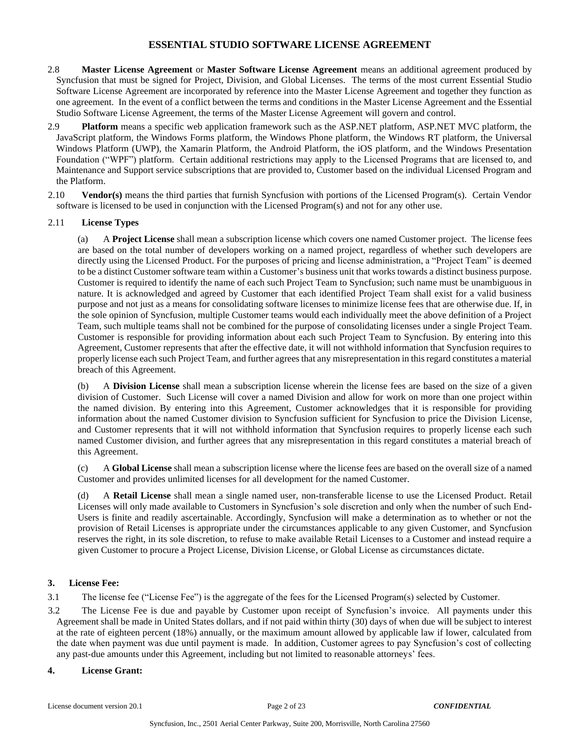2.8 **Master License Agreement** or **Master Software License Agreement** means an additional agreement produced by Syncfusion that must be signed for Project, Division, and Global Licenses. The terms of the most current Essential Studio Software License Agreement are incorporated by reference into the Master License Agreement and together they function as one agreement. In the event of a conflict between the terms and conditions in the Master License Agreement and the Essential Studio Software License Agreement, the terms of the Master License Agreement will govern and control.

2.9 **Platform** means a specific web application framework such as the ASP.NET platform, ASP.NET MVC platform, the JavaScript platform, the Windows Forms platform, the Windows Phone platform, the Windows RT platform, the Universal Windows Platform (UWP), the Xamarin Platform, the Android Platform, the iOS platform, and the Windows Presentation Foundation ("WPF") platform. Certain additional restrictions may apply to the Licensed Programs that are licensed to, and Maintenance and Support service subscriptions that are provided to, Customer based on the individual Licensed Program and the Platform.

2.10 **Vendor(s)** means the third parties that furnish Syncfusion with portions of the Licensed Program(s). Certain Vendor software is licensed to be used in conjunction with the Licensed Program(s) and not for any other use.

2.11 **License Types**

(a) A **Project License** shall mean a subscription license which covers one named Customer project. The license fees are based on the total number of developers working on a named project, regardless of whether such developers are directly using the Licensed Product. For the purposes of pricing and license administration, a "Project Team" is deemed to be a distinct Customer software team within a Customer's business unit that works towards a distinct business purpose. Customer is required to identify the name of each such Project Team to Syncfusion; such name must be unambiguous in nature. It is acknowledged and agreed by Customer that each identified Project Team shall exist for a valid business purpose and not just as a means for consolidating software licenses to minimize license fees that are otherwise due. If, in the sole opinion of Syncfusion, multiple Customer teams would each individually meet the above definition of a Project Team, such multiple teams shall not be combined for the purpose of consolidating licenses under a single Project Team. Customer is responsible for providing information about each such Project Team to Syncfusion. By entering into this Agreement, Customer represents that after the effective date, it will not withhold information that Syncfusion requires to properly license each such Project Team, and further agrees that any misrepresentation in this regard constitutes a material breach of this Agreement.

(b) A **Division License** shall mean a subscription license wherein the license fees are based on the size of a given division of Customer. Such License will cover a named Division and allow for work on more than one project within the named division. By entering into this Agreement, Customer acknowledges that it is responsible for providing information about the named Customer division to Syncfusion sufficient for Syncfusion to price the Division License, and Customer represents that it will not withhold information that Syncfusion requires to properly license each such named Customer division, and further agrees that any misrepresentation in this regard constitutes a material breach of this Agreement.

(c) A **Global License** shall mean a subscription license where the license fees are based on the overall size of a named Customer and provides unlimited licenses for all development for the named Customer.

(d) A **Retail License** shall mean a single named user, non-transferable license to use the Licensed Product. Retail Licenses will only made available to Customers in Syncfusion's sole discretion and only when the number of such End-Users is finite and readily ascertainable. Accordingly, Syncfusion will make a determination as to whether or not the provision of Retail Licenses is appropriate under the circumstances applicable to any given Customer, and Syncfusion reserves the right, in its sole discretion, to refuse to make available Retail Licenses to a Customer and instead require a given Customer to procure a Project License, Division License, or Global License as circumstances dictate.

## 3. License Fee:

3.1 The license fee ("License Fee") is the aggregate of the fees for the Licensed Program(s) selected by Customer.

3.2 The License Fee is due and payable by Customer upon receipt of Syncfusion's invoice. All payments under this Agreement shall be made in United States dollars, and if not paid within thirty (30) days of when due will be subject to interest at the rate of eighteen percent (18%) annually, or the maximum amount allowed by applicable law if lower, calculated from the date when payment was due until payment is made. In addition, Customer agrees to pay Syncfusion's cost of collecting any past-due amounts under this Agreement, including but not limited to reasonable attorneys' fees.

## 4. License Grant: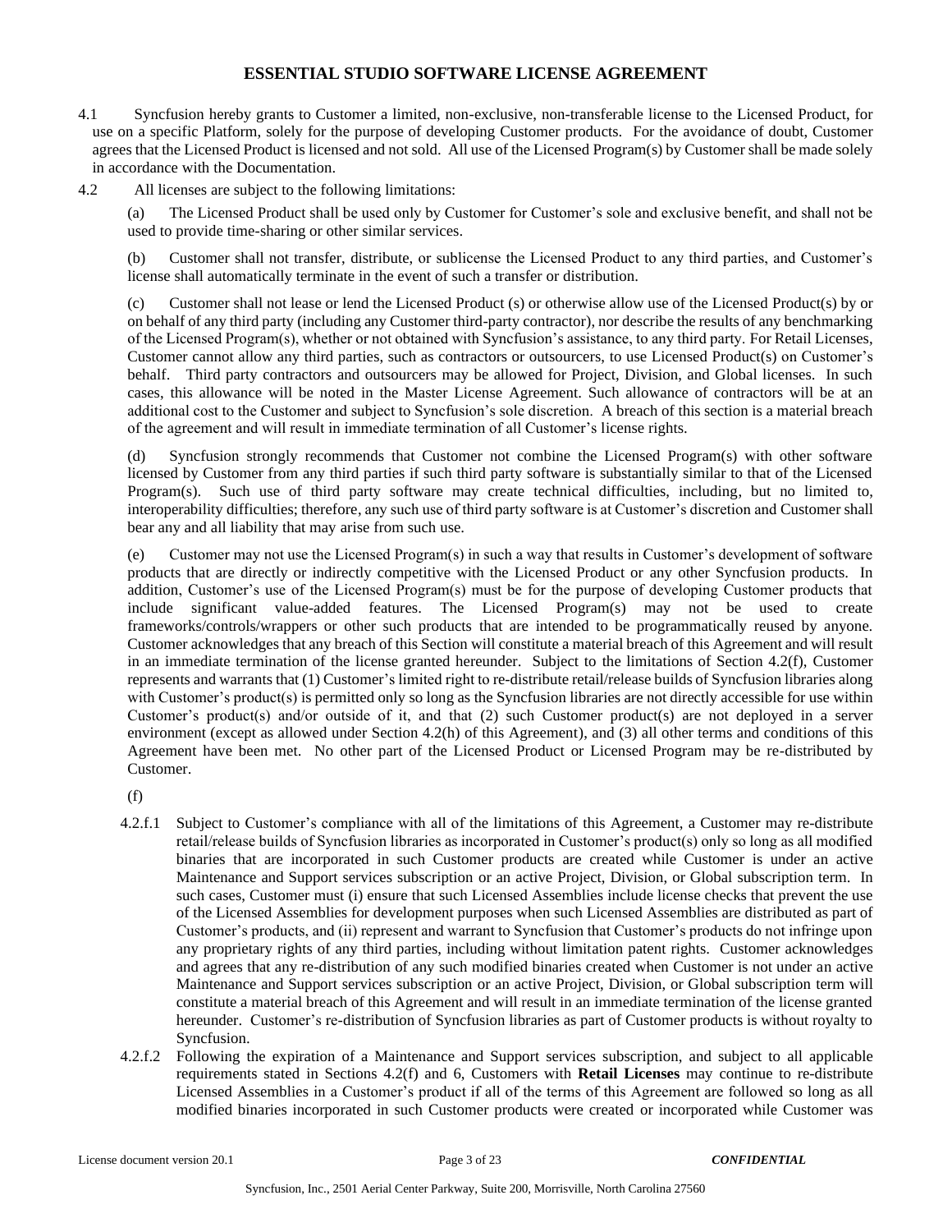# ESSENTIAL STUDIO SOFTWARE LICENSE AGREEMENT

4.1 Syncfusion hereby grants to Customer a limited, non-exclusive, non-transferable license to the Licensed Product, for use on a specific Platform, solely for the purpose of developing Customer products. For the avoidance of doubt, Customer agrees that the Licensed Product is licensed and not sold. All use of the Licensed Program(s) by Customer shall be made solely in accordance with the Documentation.

4.2 All licenses are subject to the following limitations:

(a) The Licensed Product shall be used only by Customer for Customer's sole and exclusive benefit, and shall not be used to provide time-sharing or other similar services.

(b) Customer shall not transfer, distribute, or sublicense the Licensed Product to any third parties, and Customer's license shall automatically terminate in the event of such a transfer or distribution.

(c) Customer shall not lease or lend the Licensed Product (s) or otherwise allow use of the Licensed Product(s) by or on behalf of any third party (including any Customer third-party contractor), nor describe the results of any benchmarking of the Licensed Program(s), whether or not obtained with Syncfusion's assistance, to any third party. For Retail Licenses, Customer cannot allow any third parties, such as contractors or outsourcers, to use Licensed Product(s) on Customer's behalf. Third party contractors and outsourcers may be allowed for Project, Division, and Global licenses. In such cases, this allowance will be noted in the Master License Agreement. Such allowance of contractors will be at an additional cost to the Customer and subject to Syncfusion's sole discretion. A breach of this section is a material breach of the agreement and will result in immediate termination of all Customer's license rights.

(d) Syncfusion strongly recommends that Customer not combine the Licensed Program(s) with other software licensed by Customer from any third parties if such third party software is substantially similar to that of the Licensed Program(s). Such use of third party software may create technical difficulties, including, but no limited to, interoperability difficulties; therefore, any such use of third party software is at Customer's discretion and Customer shall bear any and all liability that may arise from such use.

(e) Customer may not use the Licensed Program(s) in such a way that results in Customer's development of software products that are directly or indirectly competitive with the Licensed Product or any other Syncfusion products. In addition, Customer's use of the Licensed Program(s) must be for the purpose of developing Customer products that include significant value-added features. The Licensed Program(s) may not be used to create frameworks/controls/wrappers or other such products that are intended to be programmatically reused by anyone. Customer acknowledges that any breach of this Section will constitute a material breach of this Agreement and will result in an immediate termination of the license granted hereunder. Subject to the limitations of Section 4.2(f), Customer represents and warrants that (1) Customer's limited right to re-distribute retail/release builds of Syncfusion libraries along with Customer's product(s) is permitted only so long as the Syncfusion libraries are not directly accessible for use within Customer's product(s) and/or outside of it, and that (2) such Customer product(s) are not deployed in a server environment (except as allowed under Section 4.2(h) of this Agreement), and (3) all other terms and conditions of this Agreement have been met. No other part of the Licensed Product or Licensed Program may be re-distributed by Customer.

(f)

4.2.f.1 Subject to Customer's compliance with all of the limitations of this Agreement, a Customer may re-distribute retail/release builds of Syncfusion libraries as incorporated in Customer's product(s) only so long as all modified binaries that are incorporated in such Customer products are created while Customer is under an active Maintenance and Support services subscription or an active Project, Division, or Global subscription term. In such cases, Customer must (i) ensure that such Licensed Assemblies include license checks that prevent the use of the Licensed Assemblies for development purposes when such Licensed Assemblies are distributed as part of Customer's products, and (ii) represent and warrant to Syncfusion that Customer's products do not infringe upon any proprietary rights of any third parties, including without limitation patent rights. Customer acknowledges and agrees that any re-distribution of any such modified binaries created when Customer is not under an active Maintenance and Support services subscription or an active Project, Division, or Global subscription term will constitute a material breach of this Agreement and will result in an immediate termination of the license granted hereunder. Customer's re-distribution of Syncfusion libraries as part of Customer products is without royalty to Syncfusion.

4.2.f.2 Following the expiration of a Maintenance and Support services subscription, and subject to all applicable requirements stated in Sections 4.2(f) and 6, Customers with **Retail Licenses** may continue to re-distribute Licensed Assemblies in a Customer's product if all of the terms of this Agreement are followed so long as all modified binaries incorporated in such Customer products were created or incorporated while Customer was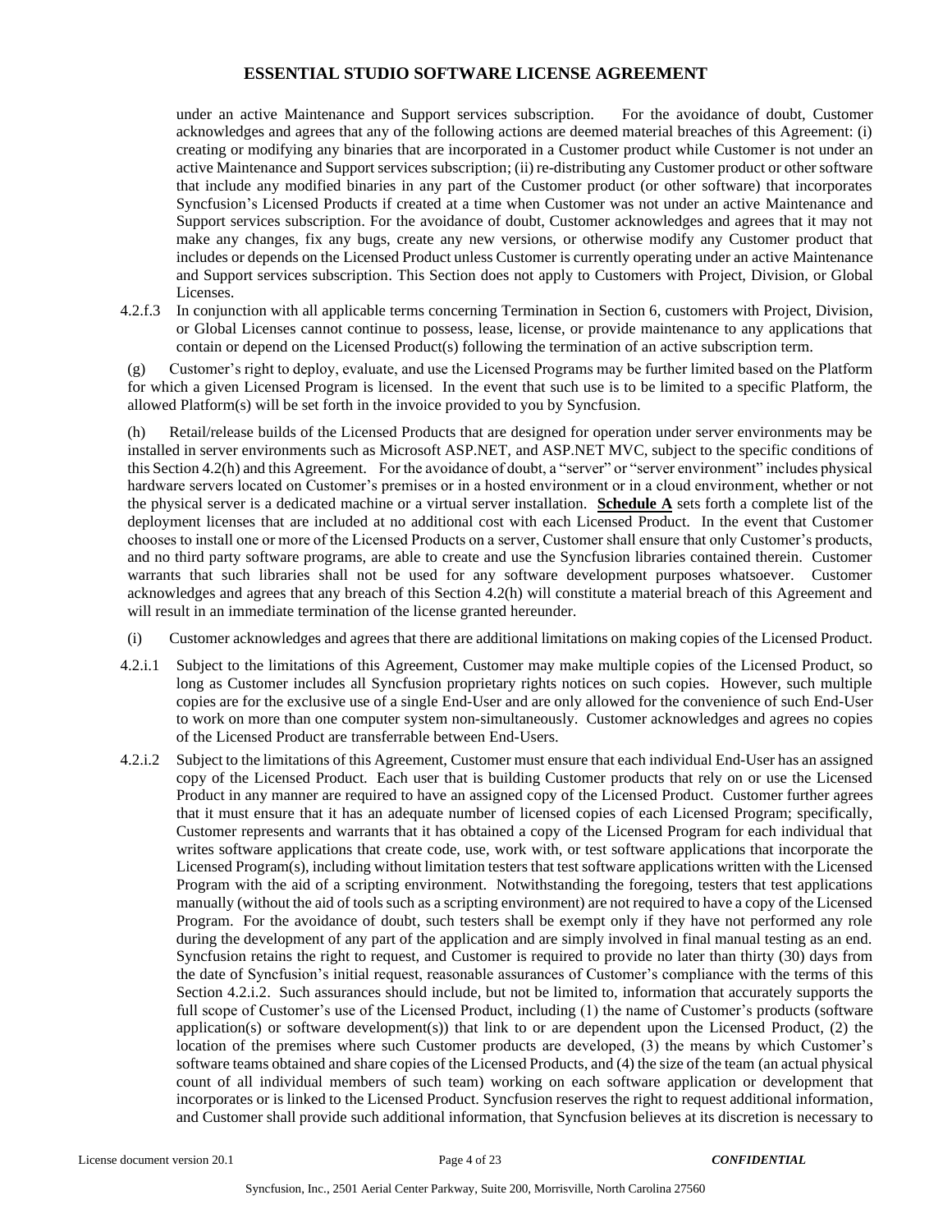under an active Maintenance and Support services subscription. For the avoidance of doubt, Customer acknowledges and agrees that any of the following actions are deemed material breaches of this Agreement: (i) creating or modifying any binaries that are incorporated in a Customer product while Customer is not under an active Maintenance and Support services subscription; (ii) re-distributing any Customer product or other software that include any modified binaries in any part of the Customer product (or other software) that incorporates Syncfusion's Licensed Products if created at a time when Customer was not under an active Maintenance and Support services subscription. For the avoidance of doubt, Customer acknowledges and agrees that it may not make any changes, fix any bugs, create any new versions, or otherwise modify any Customer product that includes or depends on the Licensed Product unless Customer is currently operating under an active Maintenance and Support services subscription. This Section does not apply to Customers with Project, Division, or Global Licenses.

4.2.f.3 In conjunction with all applicable terms concerning Termination in Section 6, customers with Project, Division, or Global Licenses cannot continue to possess, lease, license, or provide maintenance to any applications that contain or depend on the Licensed Product(s) following the termination of an active subscription term.

(g) Customer's right to deploy, evaluate, and use the Licensed Programs may be further limited based on the Platform for which a given Licensed Program is licensed. In the event that such use is to be limited to a specific Platform, the allowed Platform(s) will be set forth in the invoice provided to you by Syncfusion.

(h) Retail/release builds of the Licensed Products that are designed for operation under server environments may be installed in server environments such as Microsoft ASP.NET, and ASP.NET MVC, subject to the specific conditions of this Section 4.2(h) and this Agreement. For the avoidance of doubt, a "server" or "server environment" includes physical hardware servers located on Customer's premises or in a hosted environment or in a cloud environment, whether or not the physical server is a dedicated machine or a virtual server installation. **Schedule A** sets forth a complete list of the deployment licenses that are included at no additional cost with each Licensed Product. In the event that Customer chooses to install one or more of the Licensed Products on a server, Customer shall ensure that only Customer's products, and no third party software programs, are able to create and use the Syncfusion libraries contained therein. Customer warrants that such libraries shall not be used for any software development purposes whatsoever. Customer acknowledges and agrees that any breach of this Section 4.2(h) will constitute a material breach of this Agreement and will result in an immediate termination of the license granted hereunder.

(i) Customer acknowledges and agrees that there are additional limitations on making copies of the Licensed Product.

4.2.i.1 Subject to the limitations of this Agreement, Customer may make multiple copies of the Licensed Product, so long as Customer includes all Syncfusion proprietary rights notices on such copies. However, such multiple copies are for the exclusive use of a single End-User and are only allowed for the convenience of such End-User to work on more than one computer system non-simultaneously. Customer acknowledges and agrees no copies of the Licensed Product are transferrable between End-Users.

4.2.i.2 Subject to the limitations of this Agreement, Customer must ensure that each individual End-User has an assigned copy of the Licensed Product. Each user that is building Customer products that rely on or use the Licensed Product in any manner are required to have an assigned copy of the Licensed Product. Customer further agrees that it must ensure that it has an adequate number of licensed copies of each Licensed Program; specifically, Customer represents and warrants that it has obtained a copy of the Licensed Program for each individual that writes software applications that create code, use, work with, or test software applications that incorporate the Licensed Program(s), including without limitation testers that test software applications written with the Licensed Program with the aid of a scripting environment. Notwithstanding the foregoing, testers that test applications manually (without the aid of tools such as a scripting environment) are not required to have a copy of the Licensed Program. For the avoidance of doubt, such testers shall be exempt only if they have not performed any role during the development of any part of the application and are simply involved in final manual testing as an end. Syncfusion retains the right to request, and Customer is required to provide no later than thirty (30) days from the date of Syncfusion's initial request, reasonable assurances of Customer's compliance with the terms of this Section 4.2.i.2. Such assurances should include, but not be limited to, information that accurately supports the full scope of Customer's use of the Licensed Product, including (1) the name of Customer's products (software application(s) or software development(s)) that link to or are dependent upon the Licensed Product, (2) the location of the premises where such Customer products are developed, (3) the means by which Customer's software teams obtained and share copies of the Licensed Products, and (4) the size of the team (an actual physical count of all individual members of such team) working on each software application or development that incorporates or is linked to the Licensed Product. Syncfusion reserves the right to request additional information, and Customer shall provide such additional information, that Syncfusion believes at its discretion is necessary to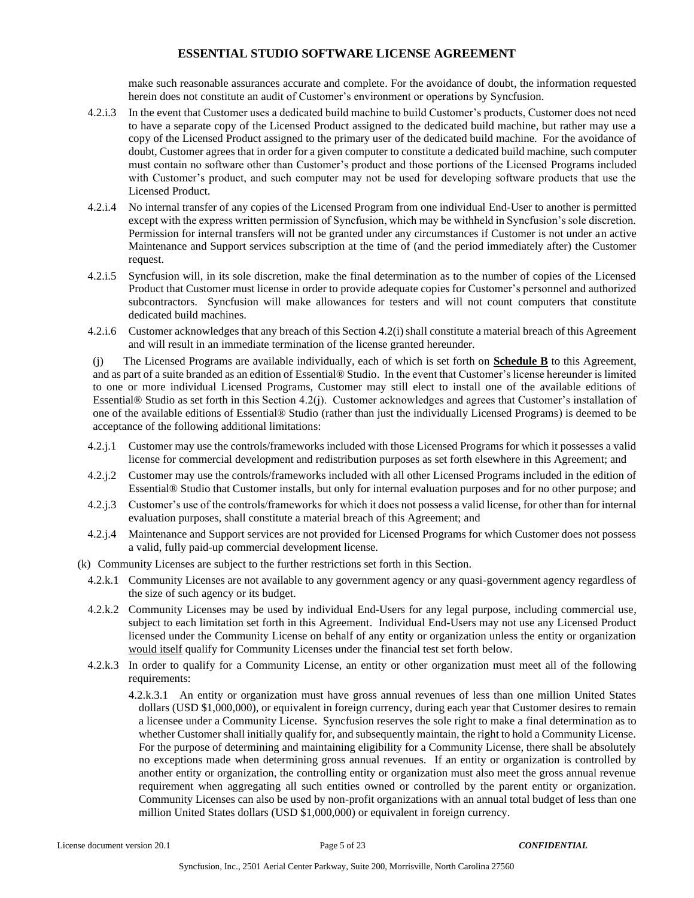make such reasonable assurances accurate and complete. For the avoidance of doubt, the information requested herein does not constitute an audit of Customer's environment or operations by Syncfusion.

4.2.i.3 In the event that Customer uses a dedicated build machine to build Customer's products, Customer does not need to have a separate copy of the Licensed Product assigned to the dedicated build machine, but rather may use a copy of the Licensed Product assigned to the primary user of the dedicated build machine. For the avoidance of doubt, Customer agrees that in order for a given computer to constitute a dedicated build machine, such computer must contain no software other than Customer's product and those portions of the Licensed Programs included with Customer's product, and such computer may not be used for developing software products that use the Licensed Product.

4.2.i.4 No internal transfer of any copies of the Licensed Program from one individual End-User to another is permitted except with the express written permission of Syncfusion, which may be withheld in Syncfusion's sole discretion. Permission for internal transfers will not be granted under any circumstances if Customer is not under an active Maintenance and Support services subscription at the time of (and the period immediately after) the Customer request.

4.2.i.5 Syncfusion will, in its sole discretion, make the final determination as to the number of copies of the Licensed Product that Customer must license in order to provide adequate copies for Customer's personnel and authorized subcontractors. Syncfusion will make allowances for testers and will not count computers that constitute dedicated build machines.

4.2.i.6 Customer acknowledges that any breach of this Section 4.2(i) shall constitute a material breach of this Agreement and will result in an immediate termination of the license granted hereunder.

(j) The Licensed Programs are available individually, each of which is set forth on **Schedule B** to this Agreement, and as part of a suite branded as an edition of Essential® Studio. In the event that Customer's license hereunder is limited to one or more individual Licensed Programs, Customer may still elect to install one of the available editions of Essential® Studio as set forth in this Section 4.2(j). Customer acknowledges and agrees that Customer's installation of one of the available editions of Essential® Studio (rather than just the individually Licensed Programs) is deemed to be acceptance of the following additional limitations:

4.2.j.1 Customer may use the controls/frameworks included with those Licensed Programs for which it possesses a valid license for commercial development and redistribution purposes as set forth elsewhere in this Agreement; and

4.2.j.2 Customer may use the controls/frameworks included with all other Licensed Programs included in the edition of Essential® Studio that Customer installs, but only for internal evaluation purposes and for no other purpose; and

4.2.j.3 Customer's use of the controls/frameworks for which it does not possess a valid license, for other than for internal evaluation purposes, shall constitute a material breach of this Agreement; and

4.2.j.4 Maintenance and Support services are not provided for Licensed Programs for which Customer does not possess a valid, fully paid-up commercial development license.

(k) Community Licenses are subject to the further restrictions set forth in this Section.

4.2.k.1 Community Licenses are not available to any government agency or any quasi-government agency regardless of the size of such agency or its budget.

4.2.k.2 Community Licenses may be used by individual End-Users for any legal purpose, including commercial use, subject to each limitation set forth in this Agreement. Individual End-Users may not use any Licensed Product licensed under the Community License on behalf of any entity or organization unless the entity or organization would itself qualify for Community Licenses under the financial test set forth below.

4.2.k.3 In order to qualify for a Community License, an entity or other organization must meet all of the following requirements:

4.2.k.3.1 An entity or organization must have gross annual revenues of less than one million United States dollars (USD $1,000,000), or equivalent in foreign currency, during each year that Customer desires to remain a licensee under a Community License. Syncfusion reserves the sole right to make a final determination as to whether Customer shall initially qualify for, and subsequently maintain, the right to hold a Community License. For the purpose of determining and maintaining eligibility for a Community License, there shall be absolutely no exceptions made when determining gross annual revenues. If an entity or organization is controlled by another entity or organization, the controlling entity or organization must also meet the gross annual revenue requirement when aggregating all such entities owned or controlled by the parent entity or organization. Community Licenses can also be used by non-profit organizations with an annual total budget of less than one million United States dollars (USD $1,000,000) or equivalent in foreign currency.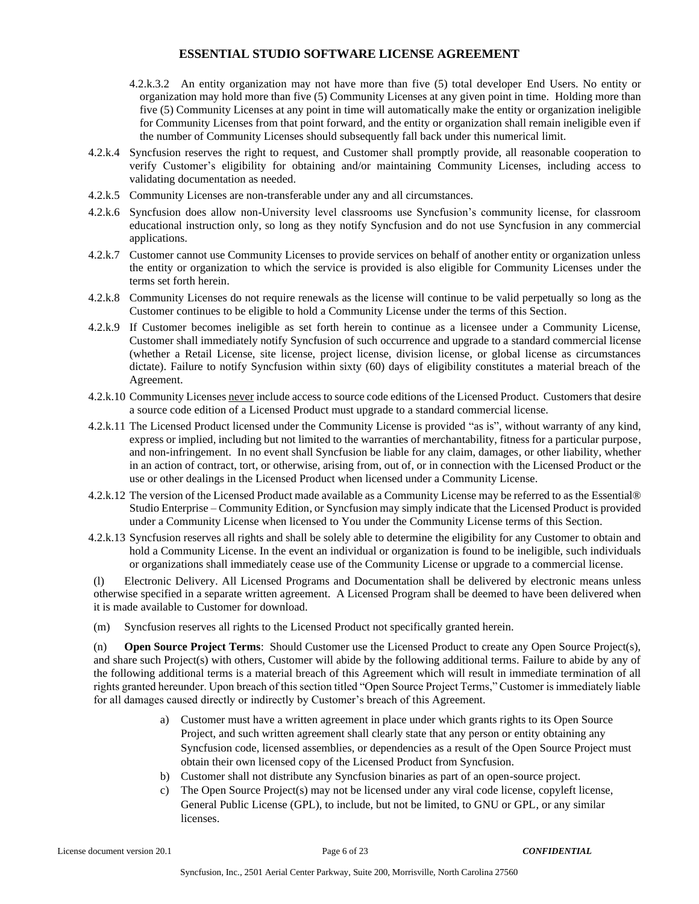4.2.k.3.2 An entity organization may not have more than five (5) total developer End Users. No entity or organization may hold more than five (5) Community Licenses at any given point in time. Holding more than five (5) Community Licenses at any point in time will automatically make the entity or organization ineligible for Community Licenses from that point forward, and the entity or organization shall remain ineligible even if the number of Community Licenses should subsequently fall back under this numerical limit.

4.2.k.4 Syncfusion reserves the right to request, and Customer shall promptly provide, all reasonable cooperation to verify Customer's eligibility for obtaining and/or maintaining Community Licenses, including access to validating documentation as needed.

4.2.k.5 Community Licenses are non-transferable under any and all circumstances.

4.2.k.6 Syncfusion does allow non-University level classrooms use Syncfusion's community license, for classroom educational instruction only, so long as they notify Syncfusion and do not use Syncfusion in any commercial applications.

4.2.k.7 Customer cannot use Community Licenses to provide services on behalf of another entity or organization unless the entity or organization to which the service is provided is also eligible for Community Licenses under the terms set forth herein.

4.2.k.8 Community Licenses do not require renewals as the license will continue to be valid perpetually so long as the Customer continues to be eligible to hold a Community License under the terms of this Section.

4.2.k.9 If Customer becomes ineligible as set forth herein to continue as a licensee under a Community License, Customer shall immediately notify Syncfusion of such occurrence and upgrade to a standard commercial license (whether a Retail License, site license, project license, division license, or global license as circumstances dictate). Failure to notify Syncfusion within sixty (60) days of eligibility constitutes a material breach of the Agreement.

4.2.k.10 Community Licenses never include access to source code editions of the Licensed Product. Customers that desire a source code edition of a Licensed Product must upgrade to a standard commercial license.

4.2.k.11 The Licensed Product licensed under the Community License is provided "as is", without warranty of any kind, express or implied, including but not limited to the warranties of merchantability, fitness for a particular purpose, and non-infringement. In no event shall Syncfusion be liable for any claim, damages, or other liability, whether in an action of contract, tort, or otherwise, arising from, out of, or in connection with the Licensed Product or the use or other dealings in the Licensed Product when licensed under a Community License.

4.2.k.12 The version of the Licensed Product made available as a Community License may be referred to as the Essential® Studio Enterprise – Community Edition, or Syncfusion may simply indicate that the Licensed Product is provided under a Community License when licensed to You under the Community License terms of this Section.

4.2.k.13 Syncfusion reserves all rights and shall be solely able to determine the eligibility for any Customer to obtain and hold a Community License. In the event an individual or organization is found to be ineligible, such individuals or organizations shall immediately cease use of the Community License or upgrade to a commercial license.

(l) Electronic Delivery. All Licensed Programs and Documentation shall be delivered by electronic means unless otherwise specified in a separate written agreement. A Licensed Program shall be deemed to have been delivered when it is made available to Customer for download.

(m) Syncfusion reserves all rights to the Licensed Product not specifically granted herein.

(n) **Open Source Project Terms**: Should Customer use the Licensed Product to create any Open Source Project(s), and share such Project(s) with others, Customer will abide by the following additional terms. Failure to abide by any of the following additional terms is a material breach of this Agreement which will result in immediate termination of all rights granted hereunder. Upon breach of this section titled "Open Source Project Terms," Customer is immediately liable for all damages caused directly or indirectly by Customer's breach of this Agreement.

a) Customer must have a written agreement in place under which grants rights to its Open Source Project, and such written agreement shall clearly state that any person or entity obtaining any Syncfusion code, licensed assemblies, or dependencies as a result of the Open Source Project must obtain their own licensed copy of the Licensed Product from Syncfusion.

b) Customer shall not distribute any Syncfusion binaries as part of an open-source project.

c) The Open Source Project(s) may not be licensed under any viral code license, copyleft license, General Public License (GPL), to include, but not be limited, to GNU or GPL, or any similar licenses.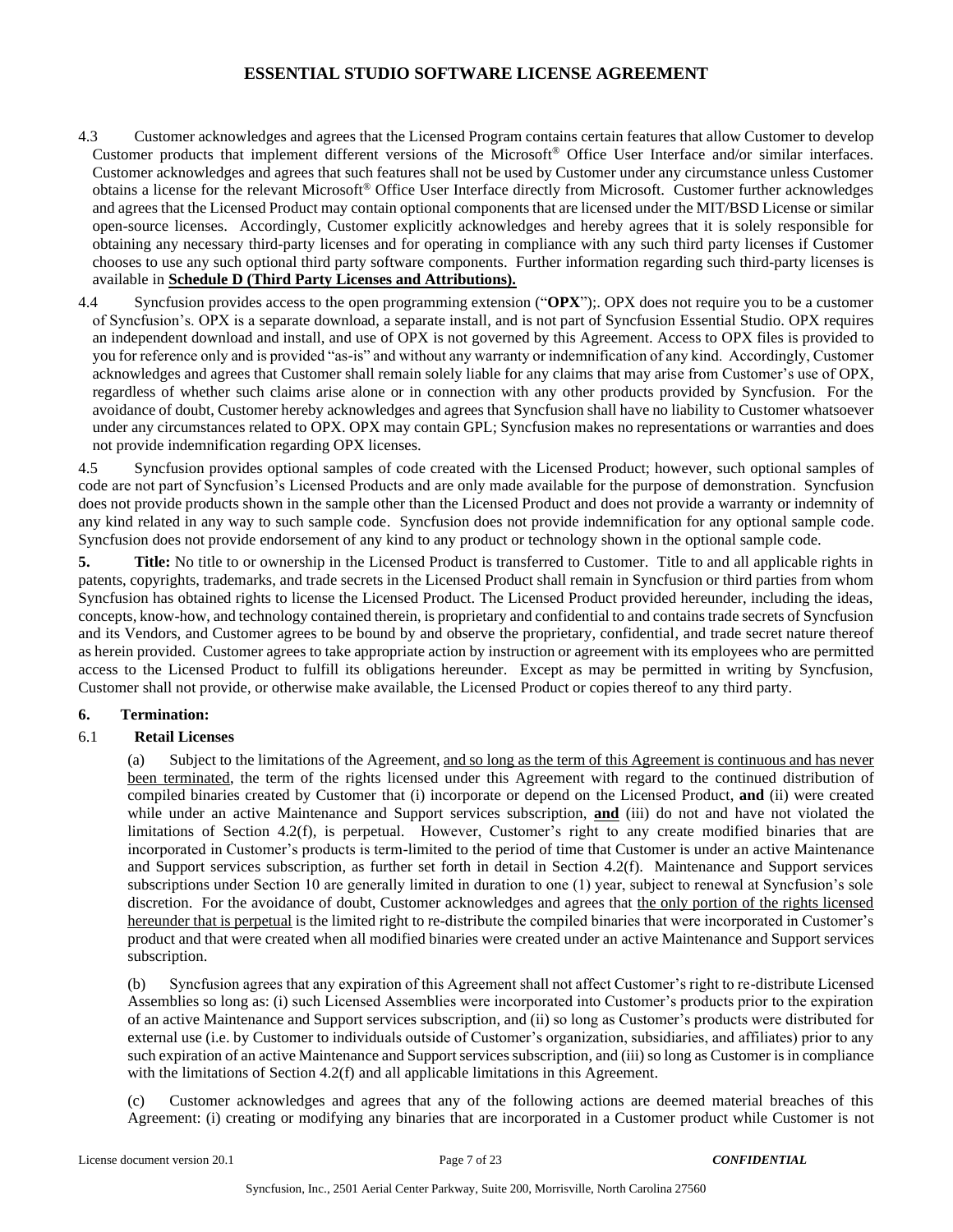4.3 Customer acknowledges and agrees that the Licensed Program contains certain features that allow Customer to develop Customer products that implement different versions of the Microsoft® Office User Interface and/or similar interfaces. Customer acknowledges and agrees that such features shall not be used by Customer under any circumstance unless Customer obtains a license for the relevant Microsoft® Office User Interface directly from Microsoft. Customer further acknowledges and agrees that the Licensed Product may contain optional components that are licensed under the MIT/BSD License or similar open-source licenses. Accordingly, Customer explicitly acknowledges and hereby agrees that it is solely responsible for obtaining any necessary third-party licenses and for operating in compliance with any such third party licenses if Customer chooses to use any such optional third party software components. Further information regarding such third-party licenses is available in <u>**Schedule D (Third Party Licenses and Attributions).**</u>

4.4 Syncfusion provides access to the open programming extension ("**OPX**");. OPX does not require you to be a customer of Syncfusion's. OPX is a separate download, a separate install, and is not part of Syncfusion Essential Studio. OPX requires an independent download and install, and use of OPX is not governed by this Agreement. Access to OPX files is provided to you for reference only and is provided "as-is" and without any warranty or indemnification of any kind. Accordingly, Customer acknowledges and agrees that Customer shall remain solely liable for any claims that may arise from Customer's use of OPX, regardless of whether such claims arise alone or in connection with any other products provided by Syncfusion. For the avoidance of doubt, Customer hereby acknowledges and agrees that Syncfusion shall have no liability to Customer whatsoever under any circumstances related to OPX. OPX may contain GPL; Syncfusion makes no representations or warranties and does not provide indemnification regarding OPX licenses.

4.5 Syncfusion provides optional samples of code created with the Licensed Product; however, such optional samples of code are not part of Syncfusion's Licensed Products and are only made available for the purpose of demonstration. Syncfusion does not provide products shown in the sample other than the Licensed Product and does not provide a warranty or indemnity of any kind related in any way to such sample code. Syncfusion does not provide indemnification for any optional sample code. Syncfusion does not provide endorsement of any kind to any product or technology shown in the optional sample code.

**5. Title:** No title to or ownership in the Licensed Product is transferred to Customer. Title to and all applicable rights in patents, copyrights, trademarks, and trade secrets in the Licensed Product shall remain in Syncfusion or third parties from whom Syncfusion has obtained rights to license the Licensed Product. The Licensed Product provided hereunder, including the ideas, concepts, know-how, and technology contained therein, is proprietary and confidential to and contains trade secrets of Syncfusion and its Vendors, and Customer agrees to be bound by and observe the proprietary, confidential, and trade secret nature thereof as herein provided. Customer agrees to take appropriate action by instruction or agreement with its employees who are permitted access to the Licensed Product to fulfill its obligations hereunder. Except as may be permitted in writing by Syncfusion, Customer shall not provide, or otherwise make available, the Licensed Product or copies thereof to any third party.

## 6. Termination:

### 6.1 Retail Licenses

(a) Subject to the limitations of the Agreement, <u>and so long as the term of this Agreement is continuous and has never been terminated</u>, the term of the rights licensed under this Agreement with regard to the continued distribution of compiled binaries created by Customer that (i) incorporate or depend on the Licensed Product, **and** (ii) were created while under an active Maintenance and Support services subscription, <u>**and**</u> (iii) do not and have not violated the limitations of Section 4.2(f), is perpetual. However, Customer's right to any create modified binaries that are incorporated in Customer's products is term-limited to the period of time that Customer is under an active Maintenance and Support services subscription, as further set forth in detail in Section 4.2(f). Maintenance and Support services subscriptions under Section 10 are generally limited in duration to one (1) year, subject to renewal at Syncfusion's sole discretion. For the avoidance of doubt, Customer acknowledges and agrees that <u>the only portion of the rights licensed hereunder that is perpetual</u> is the limited right to re-distribute the compiled binaries that were incorporated in Customer's product and that were created when all modified binaries were created under an active Maintenance and Support services subscription.

(b) Syncfusion agrees that any expiration of this Agreement shall not affect Customer's right to re-distribute Licensed Assemblies so long as: (i) such Licensed Assemblies were incorporated into Customer's products prior to the expiration of an active Maintenance and Support services subscription, and (ii) so long as Customer's products were distributed for external use (i.e. by Customer to individuals outside of Customer's organization, subsidiaries, and affiliates) prior to any such expiration of an active Maintenance and Support services subscription, and (iii) so long as Customer is in compliance with the limitations of Section 4.2(f) and all applicable limitations in this Agreement.

(c) Customer acknowledges and agrees that any of the following actions are deemed material breaches of this Agreement: (i) creating or modifying any binaries that are incorporated in a Customer product while Customer is not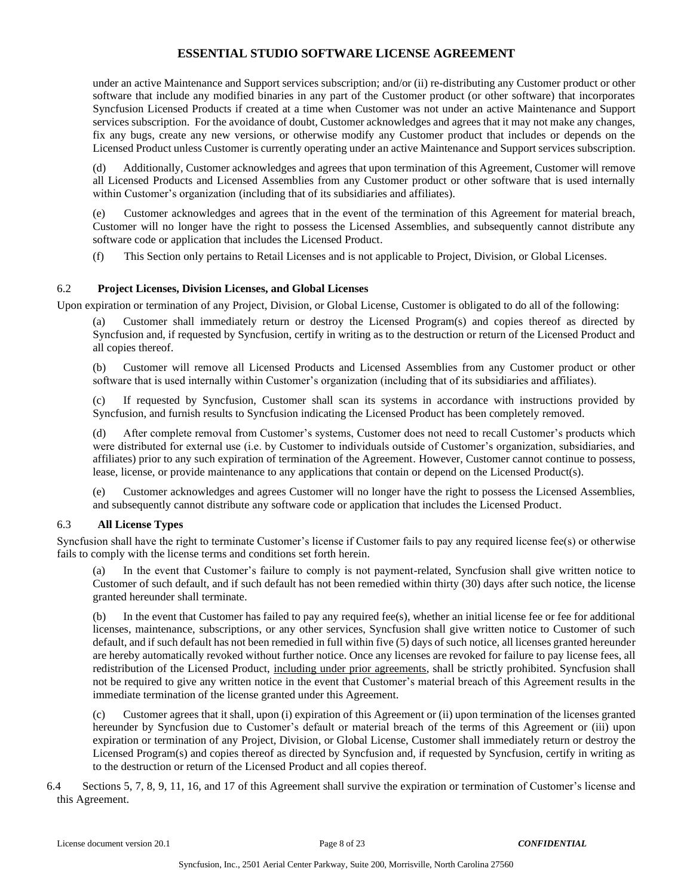under an active Maintenance and Support services subscription; and/or (ii) re-distributing any Customer product or other software that include any modified binaries in any part of the Customer product (or other software) that incorporates Syncfusion Licensed Products if created at a time when Customer was not under an active Maintenance and Support services subscription. For the avoidance of doubt, Customer acknowledges and agrees that it may not make any changes, fix any bugs, create any new versions, or otherwise modify any Customer product that includes or depends on the Licensed Product unless Customer is currently operating under an active Maintenance and Support services subscription.

(d) Additionally, Customer acknowledges and agrees that upon termination of this Agreement, Customer will remove all Licensed Products and Licensed Assemblies from any Customer product or other software that is used internally within Customer's organization (including that of its subsidiaries and affiliates).

(e) Customer acknowledges and agrees that in the event of the termination of this Agreement for material breach, Customer will no longer have the right to possess the Licensed Assemblies, and subsequently cannot distribute any software code or application that includes the Licensed Product.

(f) This Section only pertains to Retail Licenses and is not applicable to Project, Division, or Global Licenses.

### 6.2 Project Licenses, Division Licenses, and Global Licenses

Upon expiration or termination of any Project, Division, or Global License, Customer is obligated to do all of the following:

(a) Customer shall immediately return or destroy the Licensed Program(s) and copies thereof as directed by Syncfusion and, if requested by Syncfusion, certify in writing as to the destruction or return of the Licensed Product and all copies thereof.

(b) Customer will remove all Licensed Products and Licensed Assemblies from any Customer product or other software that is used internally within Customer's organization (including that of its subsidiaries and affiliates).

(c) If requested by Syncfusion, Customer shall scan its systems in accordance with instructions provided by Syncfusion, and furnish results to Syncfusion indicating the Licensed Product has been completely removed.

(d) After complete removal from Customer's systems, Customer does not need to recall Customer's products which were distributed for external use (i.e. by Customer to individuals outside of Customer's organization, subsidiaries, and affiliates) prior to any such expiration of termination of the Agreement. However, Customer cannot continue to possess, lease, license, or provide maintenance to any applications that contain or depend on the Licensed Product(s).

(e) Customer acknowledges and agrees Customer will no longer have the right to possess the Licensed Assemblies, and subsequently cannot distribute any software code or application that includes the Licensed Product.

### 6.3 All License Types

Syncfusion shall have the right to terminate Customer's license if Customer fails to pay any required license fee(s) or otherwise fails to comply with the license terms and conditions set forth herein.

(a) In the event that Customer's failure to comply is not payment-related, Syncfusion shall give written notice to Customer of such default, and if such default has not been remedied within thirty (30) days after such notice, the license granted hereunder shall terminate.

(b) In the event that Customer has failed to pay any required fee(s), whether an initial license fee or fee for additional licenses, maintenance, subscriptions, or any other services, Syncfusion shall give written notice to Customer of such default, and if such default has not been remedied in full within five (5) days of such notice, all licenses granted hereunder are hereby automatically revoked without further notice. Once any licenses are revoked for failure to pay license fees, all redistribution of the Licensed Product, <u>including under prior agreements</u>, shall be strictly prohibited. Syncfusion shall not be required to give any written notice in the event that Customer's material breach of this Agreement results in the immediate termination of the license granted under this Agreement.

(c) Customer agrees that it shall, upon (i) expiration of this Agreement or (ii) upon termination of the licenses granted hereunder by Syncfusion due to Customer's default or material breach of the terms of this Agreement or (iii) upon expiration or termination of any Project, Division, or Global License, Customer shall immediately return or destroy the Licensed Program(s) and copies thereof as directed by Syncfusion and, if requested by Syncfusion, certify in writing as to the destruction or return of the Licensed Product and all copies thereof.

6.4 Sections 5, 7, 8, 9, 11, 16, and 17 of this Agreement shall survive the expiration or termination of Customer's license and this Agreement.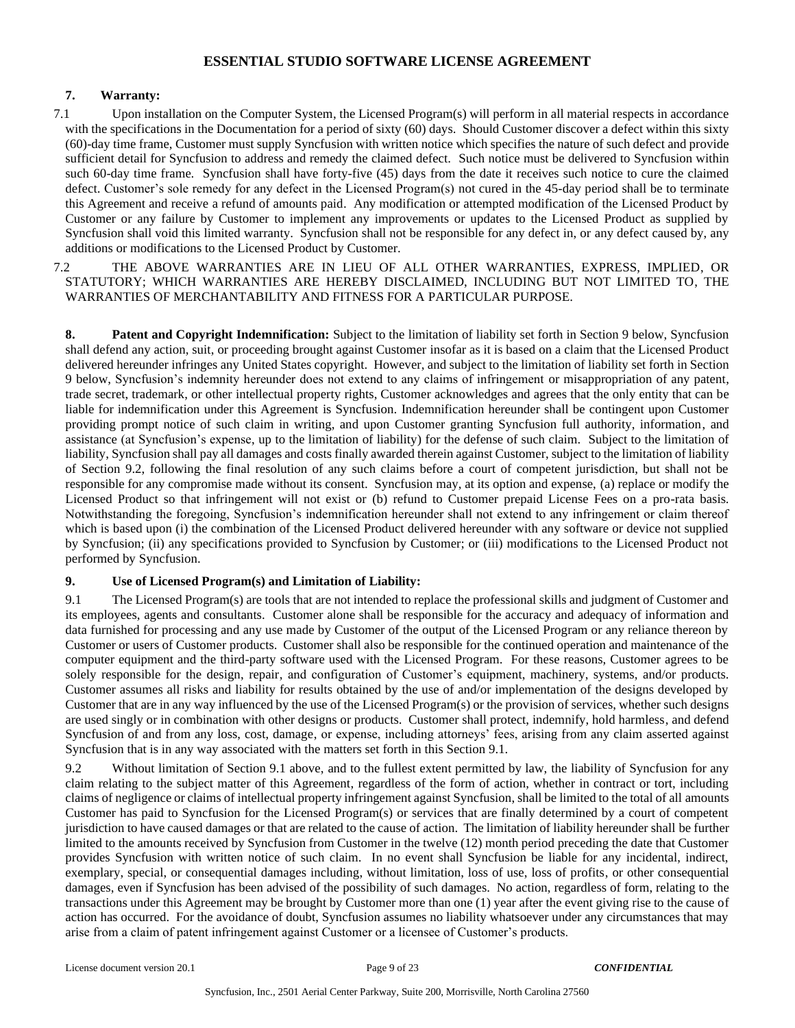# ESSENTIAL STUDIO SOFTWARE LICENSE AGREEMENT

## 7. Warranty:

7.1 Upon installation on the Computer System, the Licensed Program(s) will perform in all material respects in accordance with the specifications in the Documentation for a period of sixty (60) days. Should Customer discover a defect within this sixty (60)-day time frame, Customer must supply Syncfusion with written notice which specifies the nature of such defect and provide sufficient detail for Syncfusion to address and remedy the claimed defect. Such notice must be delivered to Syncfusion within such 60-day time frame. Syncfusion shall have forty-five (45) days from the date it receives such notice to cure the claimed defect. Customer's sole remedy for any defect in the Licensed Program(s) not cured in the 45-day period shall be to terminate this Agreement and receive a refund of amounts paid. Any modification or attempted modification of the Licensed Product by Customer or any failure by Customer to implement any improvements or updates to the Licensed Product as supplied by Syncfusion shall void this limited warranty. Syncfusion shall not be responsible for any defect in, or any defect caused by, any additions or modifications to the Licensed Product by Customer.

7.2 THE ABOVE WARRANTIES ARE IN LIEU OF ALL OTHER WARRANTIES, EXPRESS, IMPLIED, OR STATUTORY; WHICH WARRANTIES ARE HEREBY DISCLAIMED, INCLUDING BUT NOT LIMITED TO, THE WARRANTIES OF MERCHANTABILITY AND FITNESS FOR A PARTICULAR PURPOSE.

**8. Patent and Copyright Indemnification:** Subject to the limitation of liability set forth in Section 9 below, Syncfusion shall defend any action, suit, or proceeding brought against Customer insofar as it is based on a claim that the Licensed Product delivered hereunder infringes any United States copyright. However, and subject to the limitation of liability set forth in Section 9 below, Syncfusion's indemnity hereunder does not extend to any claims of infringement or misappropriation of any patent, trade secret, trademark, or other intellectual property rights, Customer acknowledges and agrees that the only entity that can be liable for indemnification under this Agreement is Syncfusion. Indemnification hereunder shall be contingent upon Customer providing prompt notice of such claim in writing, and upon Customer granting Syncfusion full authority, information, and assistance (at Syncfusion's expense, up to the limitation of liability) for the defense of such claim. Subject to the limitation of liability, Syncfusion shall pay all damages and costs finally awarded therein against Customer, subject to the limitation of liability of Section 9.2, following the final resolution of any such claims before a court of competent jurisdiction, but shall not be responsible for any compromise made without its consent. Syncfusion may, at its option and expense, (a) replace or modify the Licensed Product so that infringement will not exist or (b) refund to Customer prepaid License Fees on a pro-rata basis. Notwithstanding the foregoing, Syncfusion's indemnification hereunder shall not extend to any infringement or claim thereof which is based upon (i) the combination of the Licensed Product delivered hereunder with any software or device not supplied by Syncfusion; (ii) any specifications provided to Syncfusion by Customer; or (iii) modifications to the Licensed Product not performed by Syncfusion.

## 9. Use of Licensed Program(s) and Limitation of Liability:

9.1 The Licensed Program(s) are tools that are not intended to replace the professional skills and judgment of Customer and its employees, agents and consultants. Customer alone shall be responsible for the accuracy and adequacy of information and data furnished for processing and any use made by Customer of the output of the Licensed Program or any reliance thereon by Customer or users of Customer products. Customer shall also be responsible for the continued operation and maintenance of the computer equipment and the third-party software used with the Licensed Program. For these reasons, Customer agrees to be solely responsible for the design, repair, and configuration of Customer's equipment, machinery, systems, and/or products. Customer assumes all risks and liability for results obtained by the use of and/or implementation of the designs developed by Customer that are in any way influenced by the use of the Licensed Program(s) or the provision of services, whether such designs are used singly or in combination with other designs or products. Customer shall protect, indemnify, hold harmless, and defend Syncfusion of and from any loss, cost, damage, or expense, including attorneys' fees, arising from any claim asserted against Syncfusion that is in any way associated with the matters set forth in this Section 9.1.

9.2 Without limitation of Section 9.1 above, and to the fullest extent permitted by law, the liability of Syncfusion for any claim relating to the subject matter of this Agreement, regardless of the form of action, whether in contract or tort, including claims of negligence or claims of intellectual property infringement against Syncfusion, shall be limited to the total of all amounts Customer has paid to Syncfusion for the Licensed Program(s) or services that are finally determined by a court of competent jurisdiction to have caused damages or that are related to the cause of action. The limitation of liability hereunder shall be further limited to the amounts received by Syncfusion from Customer in the twelve (12) month period preceding the date that Customer provides Syncfusion with written notice of such claim. In no event shall Syncfusion be liable for any incidental, indirect, exemplary, special, or consequential damages including, without limitation, loss of use, loss of profits, or other consequential damages, even if Syncfusion has been advised of the possibility of such damages. No action, regardless of form, relating to the transactions under this Agreement may be brought by Customer more than one (1) year after the event giving rise to the cause of action has occurred. For the avoidance of doubt, Syncfusion assumes no liability whatsoever under any circumstances that may arise from a claim of patent infringement against Customer or a licensee of Customer's products.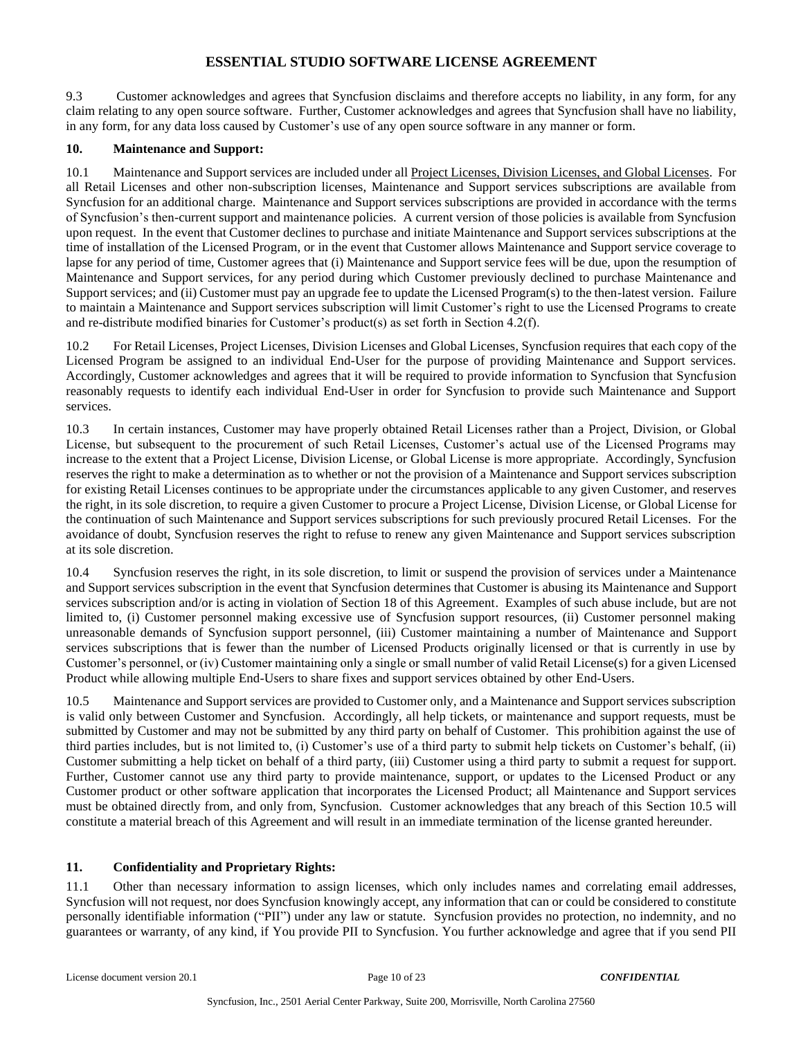9.3 Customer acknowledges and agrees that Syncfusion disclaims and therefore accepts no liability, in any form, for any claim relating to any open source software. Further, Customer acknowledges and agrees that Syncfusion shall have no liability, in any form, for any data loss caused by Customer's use of any open source software in any manner or form.

**10. Maintenance and Support:**

10.1 Maintenance and Support services are included under all Project Licenses, Division Licenses, and Global Licenses. For all Retail Licenses and other non-subscription licenses, Maintenance and Support services subscriptions are available from Syncfusion for an additional charge. Maintenance and Support services subscriptions are provided in accordance with the terms of Syncfusion's then-current support and maintenance policies. A current version of those policies is available from Syncfusion upon request. In the event that Customer declines to purchase and initiate Maintenance and Support services subscriptions at the time of installation of the Licensed Program, or in the event that Customer allows Maintenance and Support service coverage to lapse for any period of time, Customer agrees that (i) Maintenance and Support service fees will be due, upon the resumption of Maintenance and Support services, for any period during which Customer previously declined to purchase Maintenance and Support services; and (ii) Customer must pay an upgrade fee to update the Licensed Program(s) to the then-latest version. Failure to maintain a Maintenance and Support services subscription will limit Customer's right to use the Licensed Programs to create and re-distribute modified binaries for Customer's product(s) as set forth in Section 4.2(f).

10.2 For Retail Licenses, Project Licenses, Division Licenses and Global Licenses, Syncfusion requires that each copy of the Licensed Program be assigned to an individual End-User for the purpose of providing Maintenance and Support services. Accordingly, Customer acknowledges and agrees that it will be required to provide information to Syncfusion that Syncfusion reasonably requests to identify each individual End-User in order for Syncfusion to provide such Maintenance and Support services.

10.3 In certain instances, Customer may have properly obtained Retail Licenses rather than a Project, Division, or Global License, but subsequent to the procurement of such Retail Licenses, Customer's actual use of the Licensed Programs may increase to the extent that a Project License, Division License, or Global License is more appropriate. Accordingly, Syncfusion reserves the right to make a determination as to whether or not the provision of a Maintenance and Support services subscription for existing Retail Licenses continues to be appropriate under the circumstances applicable to any given Customer, and reserves the right, in its sole discretion, to require a given Customer to procure a Project License, Division License, or Global License for the continuation of such Maintenance and Support services subscriptions for such previously procured Retail Licenses. For the avoidance of doubt, Syncfusion reserves the right to refuse to renew any given Maintenance and Support services subscription at its sole discretion.

10.4 Syncfusion reserves the right, in its sole discretion, to limit or suspend the provision of services under a Maintenance and Support services subscription in the event that Syncfusion determines that Customer is abusing its Maintenance and Support services subscription and/or is acting in violation of Section 18 of this Agreement. Examples of such abuse include, but are not limited to, (i) Customer personnel making excessive use of Syncfusion support resources, (ii) Customer personnel making unreasonable demands of Syncfusion support personnel, (iii) Customer maintaining a number of Maintenance and Support services subscriptions that is fewer than the number of Licensed Products originally licensed or that is currently in use by Customer's personnel, or (iv) Customer maintaining only a single or small number of valid Retail License(s) for a given Licensed Product while allowing multiple End-Users to share fixes and support services obtained by other End-Users.

10.5 Maintenance and Support services are provided to Customer only, and a Maintenance and Support services subscription is valid only between Customer and Syncfusion. Accordingly, all help tickets, or maintenance and support requests, must be submitted by Customer and may not be submitted by any third party on behalf of Customer. This prohibition against the use of third parties includes, but is not limited to, (i) Customer's use of a third party to submit help tickets on Customer's behalf, (ii) Customer submitting a help ticket on behalf of a third party, (iii) Customer using a third party to submit a request for support. Further, Customer cannot use any third party to provide maintenance, support, or updates to the Licensed Product or any Customer product or other software application that incorporates the Licensed Product; all Maintenance and Support services must be obtained directly from, and only from, Syncfusion. Customer acknowledges that any breach of this Section 10.5 will constitute a material breach of this Agreement and will result in an immediate termination of the license granted hereunder.

**11. Confidentiality and Proprietary Rights:**

11.1 Other than necessary information to assign licenses, which only includes names and correlating email addresses, Syncfusion will not request, nor does Syncfusion knowingly accept, any information that can or could be considered to constitute personally identifiable information ("PII") under any law or statute. Syncfusion provides no protection, no indemnity, and no guarantees or warranty, of any kind, if You provide PII to Syncfusion. You further acknowledge and agree that if you send PII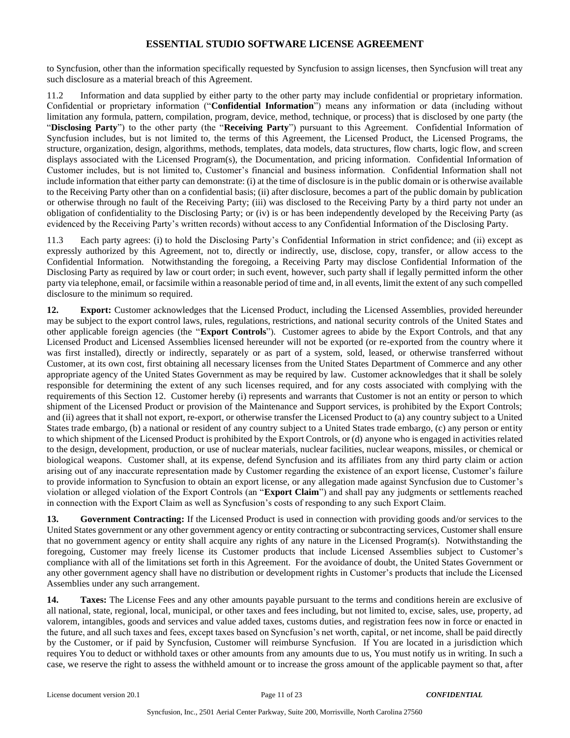to Syncfusion, other than the information specifically requested by Syncfusion to assign licenses, then Syncfusion will treat any such disclosure as a material breach of this Agreement.

11.2 Information and data supplied by either party to the other party may include confidential or proprietary information. Confidential or proprietary information ("**Confidential Information**") means any information or data (including without limitation any formula, pattern, compilation, program, device, method, technique, or process) that is disclosed by one party (the "**Disclosing Party**") to the other party (the "**Receiving Party**") pursuant to this Agreement. Confidential Information of Syncfusion includes, but is not limited to, the terms of this Agreement, the Licensed Product, the Licensed Programs, the structure, organization, design, algorithms, methods, templates, data models, data structures, flow charts, logic flow, and screen displays associated with the Licensed Program(s), the Documentation, and pricing information. Confidential Information of Customer includes, but is not limited to, Customer's financial and business information. Confidential Information shall not include information that either party can demonstrate: (i) at the time of disclosure is in the public domain or is otherwise available to the Receiving Party other than on a confidential basis; (ii) after disclosure, becomes a part of the public domain by publication or otherwise through no fault of the Receiving Party; (iii) was disclosed to the Receiving Party by a third party not under an obligation of confidentiality to the Disclosing Party; or (iv) is or has been independently developed by the Receiving Party (as evidenced by the Receiving Party's written records) without access to any Confidential Information of the Disclosing Party.

11.3 Each party agrees: (i) to hold the Disclosing Party's Confidential Information in strict confidence; and (ii) except as expressly authorized by this Agreement, not to, directly or indirectly, use, disclose, copy, transfer, or allow access to the Confidential Information. Notwithstanding the foregoing, a Receiving Party may disclose Confidential Information of the Disclosing Party as required by law or court order; in such event, however, such party shall if legally permitted inform the other party via telephone, email, or facsimile within a reasonable period of time and, in all events, limit the extent of any such compelled disclosure to the minimum so required.

**12. Export:** Customer acknowledges that the Licensed Product, including the Licensed Assemblies, provided hereunder may be subject to the export control laws, rules, regulations, restrictions, and national security controls of the United States and other applicable foreign agencies (the "**Export Controls**"). Customer agrees to abide by the Export Controls, and that any Licensed Product and Licensed Assemblies licensed hereunder will not be exported (or re-exported from the country where it was first installed), directly or indirectly, separately or as part of a system, sold, leased, or otherwise transferred without Customer, at its own cost, first obtaining all necessary licenses from the United States Department of Commerce and any other appropriate agency of the United States Government as may be required by law. Customer acknowledges that it shall be solely responsible for determining the extent of any such licenses required, and for any costs associated with complying with the requirements of this Section 12. Customer hereby (i) represents and warrants that Customer is not an entity or person to which shipment of the Licensed Product or provision of the Maintenance and Support services, is prohibited by the Export Controls; and (ii) agrees that it shall not export, re-export, or otherwise transfer the Licensed Product to (a) any country subject to a United States trade embargo, (b) a national or resident of any country subject to a United States trade embargo, (c) any person or entity to which shipment of the Licensed Product is prohibited by the Export Controls, or (d) anyone who is engaged in activities related to the design, development, production, or use of nuclear materials, nuclear facilities, nuclear weapons, missiles, or chemical or biological weapons. Customer shall, at its expense, defend Syncfusion and its affiliates from any third party claim or action arising out of any inaccurate representation made by Customer regarding the existence of an export license, Customer's failure to provide information to Syncfusion to obtain an export license, or any allegation made against Syncfusion due to Customer's violation or alleged violation of the Export Controls (an "**Export Claim**") and shall pay any judgments or settlements reached in connection with the Export Claim as well as Syncfusion's costs of responding to any such Export Claim.

**13. Government Contracting:** If the Licensed Product is used in connection with providing goods and/or services to the United States government or any other government agency or entity contracting or subcontracting services, Customer shall ensure that no government agency or entity shall acquire any rights of any nature in the Licensed Program(s). Notwithstanding the foregoing, Customer may freely license its Customer products that include Licensed Assemblies subject to Customer's compliance with all of the limitations set forth in this Agreement. For the avoidance of doubt, the United States Government or any other government agency shall have no distribution or development rights in Customer's products that include the Licensed Assemblies under any such arrangement.

**14. Taxes:** The License Fees and any other amounts payable pursuant to the terms and conditions herein are exclusive of all national, state, regional, local, municipal, or other taxes and fees including, but not limited to, excise, sales, use, property, ad valorem, intangibles, goods and services and value added taxes, customs duties, and registration fees now in force or enacted in the future, and all such taxes and fees, except taxes based on Syncfusion's net worth, capital, or net income, shall be paid directly by the Customer, or if paid by Syncfusion, Customer will reimburse Syncfusion. If You are located in a jurisdiction which requires You to deduct or withhold taxes or other amounts from any amounts due to us, You must notify us in writing. In such a case, we reserve the right to assess the withheld amount or to increase the gross amount of the applicable payment so that, after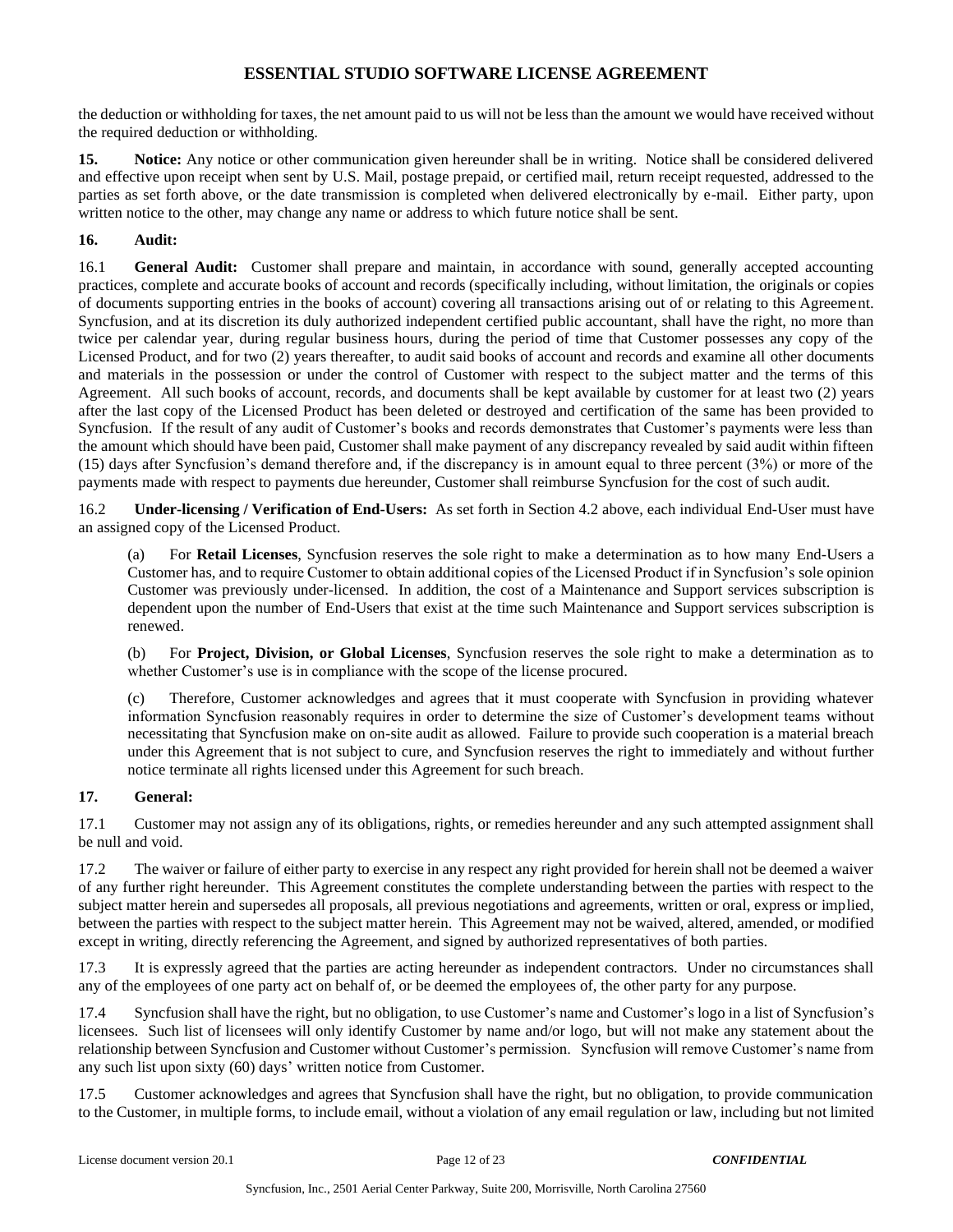the deduction or withholding for taxes, the net amount paid to us will not be less than the amount we would have received without the required deduction or withholding.

**15. Notice:** Any notice or other communication given hereunder shall be in writing. Notice shall be considered delivered and effective upon receipt when sent by U.S. Mail, postage prepaid, or certified mail, return receipt requested, addressed to the parties as set forth above, or the date transmission is completed when delivered electronically by e-mail. Either party, upon written notice to the other, may change any name or address to which future notice shall be sent.

**16. Audit:**

16.1 **General Audit:** Customer shall prepare and maintain, in accordance with sound, generally accepted accounting practices, complete and accurate books of account and records (specifically including, without limitation, the originals or copies of documents supporting entries in the books of account) covering all transactions arising out of or relating to this Agreement. Syncfusion, and at its discretion its duly authorized independent certified public accountant, shall have the right, no more than twice per calendar year, during regular business hours, during the period of time that Customer possesses any copy of the Licensed Product, and for two (2) years thereafter, to audit said books of account and records and examine all other documents and materials in the possession or under the control of Customer with respect to the subject matter and the terms of this Agreement. All such books of account, records, and documents shall be kept available by customer for at least two (2) years after the last copy of the Licensed Product has been deleted or destroyed and certification of the same has been provided to Syncfusion. If the result of any audit of Customer's books and records demonstrates that Customer's payments were less than the amount which should have been paid, Customer shall make payment of any discrepancy revealed by said audit within fifteen (15) days after Syncfusion's demand therefore and, if the discrepancy is in amount equal to three percent (3%) or more of the payments made with respect to payments due hereunder, Customer shall reimburse Syncfusion for the cost of such audit.

16.2 **Under-licensing / Verification of End-Users:** As set forth in Section 4.2 above, each individual End-User must have an assigned copy of the Licensed Product.

(a) For **Retail Licenses**, Syncfusion reserves the sole right to make a determination as to how many End-Users a Customer has, and to require Customer to obtain additional copies of the Licensed Product if in Syncfusion's sole opinion Customer was previously under-licensed. In addition, the cost of a Maintenance and Support services subscription is dependent upon the number of End-Users that exist at the time such Maintenance and Support services subscription is renewed.

(b) For **Project, Division, or Global Licenses**, Syncfusion reserves the sole right to make a determination as to whether Customer's use is in compliance with the scope of the license procured.

(c) Therefore, Customer acknowledges and agrees that it must cooperate with Syncfusion in providing whatever information Syncfusion reasonably requires in order to determine the size of Customer's development teams without necessitating that Syncfusion make on on-site audit as allowed. Failure to provide such cooperation is a material breach under this Agreement that is not subject to cure, and Syncfusion reserves the right to immediately and without further notice terminate all rights licensed under this Agreement for such breach.

**17. General:**

17.1 Customer may not assign any of its obligations, rights, or remedies hereunder and any such attempted assignment shall be null and void.

17.2 The waiver or failure of either party to exercise in any respect any right provided for herein shall not be deemed a waiver of any further right hereunder. This Agreement constitutes the complete understanding between the parties with respect to the subject matter herein and supersedes all proposals, all previous negotiations and agreements, written or oral, express or implied, between the parties with respect to the subject matter herein. This Agreement may not be waived, altered, amended, or modified except in writing, directly referencing the Agreement, and signed by authorized representatives of both parties.

17.3 It is expressly agreed that the parties are acting hereunder as independent contractors. Under no circumstances shall any of the employees of one party act on behalf of, or be deemed the employees of, the other party for any purpose.

17.4 Syncfusion shall have the right, but no obligation, to use Customer's name and Customer's logo in a list of Syncfusion's licensees. Such list of licensees will only identify Customer by name and/or logo, but will not make any statement about the relationship between Syncfusion and Customer without Customer's permission. Syncfusion will remove Customer's name from any such list upon sixty (60) days' written notice from Customer.

17.5 Customer acknowledges and agrees that Syncfusion shall have the right, but no obligation, to provide communication to the Customer, in multiple forms, to include email, without a violation of any email regulation or law, including but not limited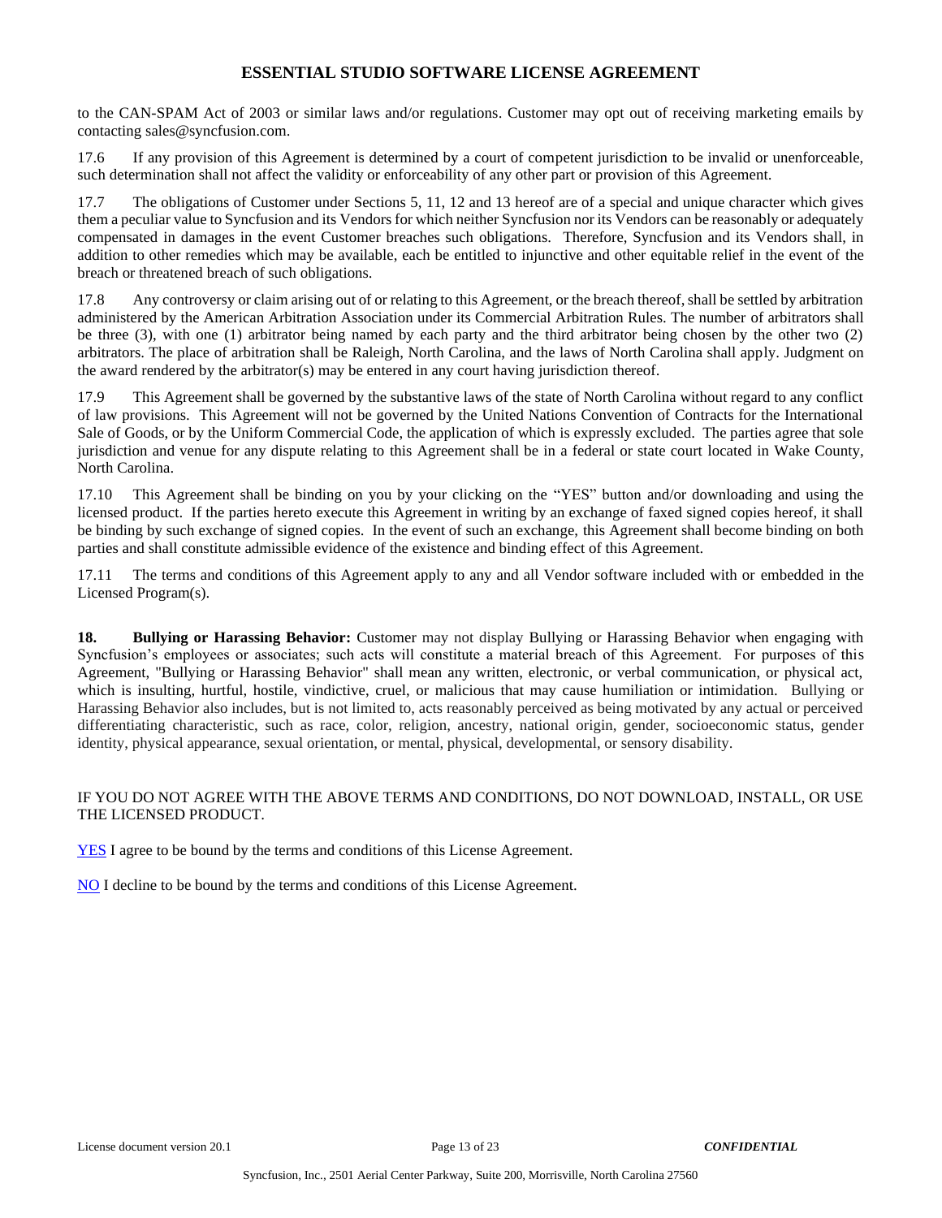to the CAN-SPAM Act of 2003 or similar laws and/or regulations. Customer may opt out of receiving marketing emails by contacting sales@syncfusion.com.

17.6 If any provision of this Agreement is determined by a court of competent jurisdiction to be invalid or unenforceable, such determination shall not affect the validity or enforceability of any other part or provision of this Agreement.

17.7 The obligations of Customer under Sections 5, 11, 12 and 13 hereof are of a special and unique character which gives them a peculiar value to Syncfusion and its Vendors for which neither Syncfusion nor its Vendors can be reasonably or adequately compensated in damages in the event Customer breaches such obligations. Therefore, Syncfusion and its Vendors shall, in addition to other remedies which may be available, each be entitled to injunctive and other equitable relief in the event of the breach or threatened breach of such obligations.

17.8 Any controversy or claim arising out of or relating to this Agreement, or the breach thereof, shall be settled by arbitration administered by the American Arbitration Association under its Commercial Arbitration Rules. The number of arbitrators shall be three (3), with one (1) arbitrator being named by each party and the third arbitrator being chosen by the other two (2) arbitrators. The place of arbitration shall be Raleigh, North Carolina, and the laws of North Carolina shall apply. Judgment on the award rendered by the arbitrator(s) may be entered in any court having jurisdiction thereof.

17.9 This Agreement shall be governed by the substantive laws of the state of North Carolina without regard to any conflict of law provisions. This Agreement will not be governed by the United Nations Convention of Contracts for the International Sale of Goods, or by the Uniform Commercial Code, the application of which is expressly excluded. The parties agree that sole jurisdiction and venue for any dispute relating to this Agreement shall be in a federal or state court located in Wake County, North Carolina.

17.10 This Agreement shall be binding on you by your clicking on the "YES" button and/or downloading and using the licensed product. If the parties hereto execute this Agreement in writing by an exchange of faxed signed copies hereof, it shall be binding by such exchange of signed copies. In the event of such an exchange, this Agreement shall become binding on both parties and shall constitute admissible evidence of the existence and binding effect of this Agreement.

17.11 The terms and conditions of this Agreement apply to any and all Vendor software included with or embedded in the Licensed Program(s).

**18. Bullying or Harassing Behavior:** Customer may not display Bullying or Harassing Behavior when engaging with Syncfusion's employees or associates; such acts will constitute a material breach of this Agreement. For purposes of this Agreement, "Bullying or Harassing Behavior" shall mean any written, electronic, or verbal communication, or physical act, which is insulting, hurtful, hostile, vindictive, cruel, or malicious that may cause humiliation or intimidation. Bullying or Harassing Behavior also includes, but is not limited to, acts reasonably perceived as being motivated by any actual or perceived differentiating characteristic, such as race, color, religion, ancestry, national origin, gender, socioeconomic status, gender identity, physical appearance, sexual orientation, or mental, physical, developmental, or sensory disability.

IF YOU DO NOT AGREE WITH THE ABOVE TERMS AND CONDITIONS, DO NOT DOWNLOAD, INSTALL, OR USE THE LICENSED PRODUCT.

YES I agree to be bound by the terms and conditions of this License Agreement.

NO I decline to be bound by the terms and conditions of this License Agreement.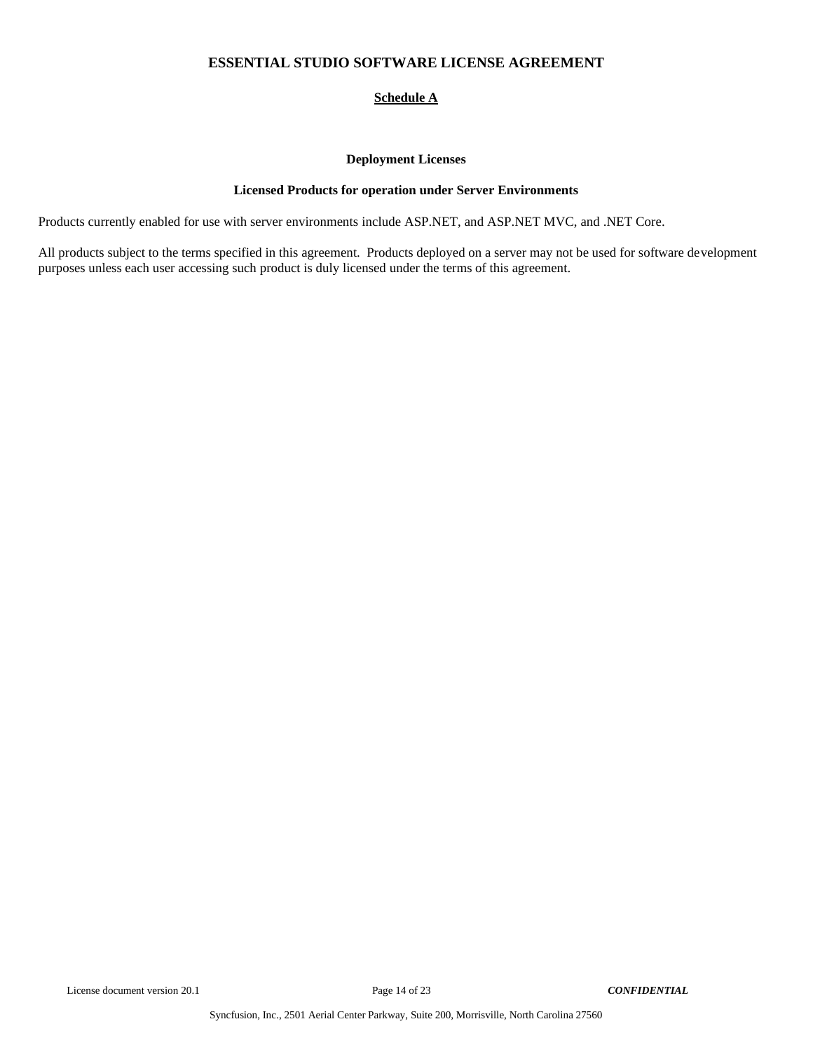# ESSENTIAL STUDIO SOFTWARE LICENSE AGREEMENT

## Schedule A

### Deployment Licenses

### Licensed Products for operation under Server Environments

Products currently enabled for use with server environments include ASP.NET, and ASP.NET MVC, and .NET Core.

All products subject to the terms specified in this agreement. Products deployed on a server may not be used for software development purposes unless each user accessing such product is duly licensed under the terms of this agreement.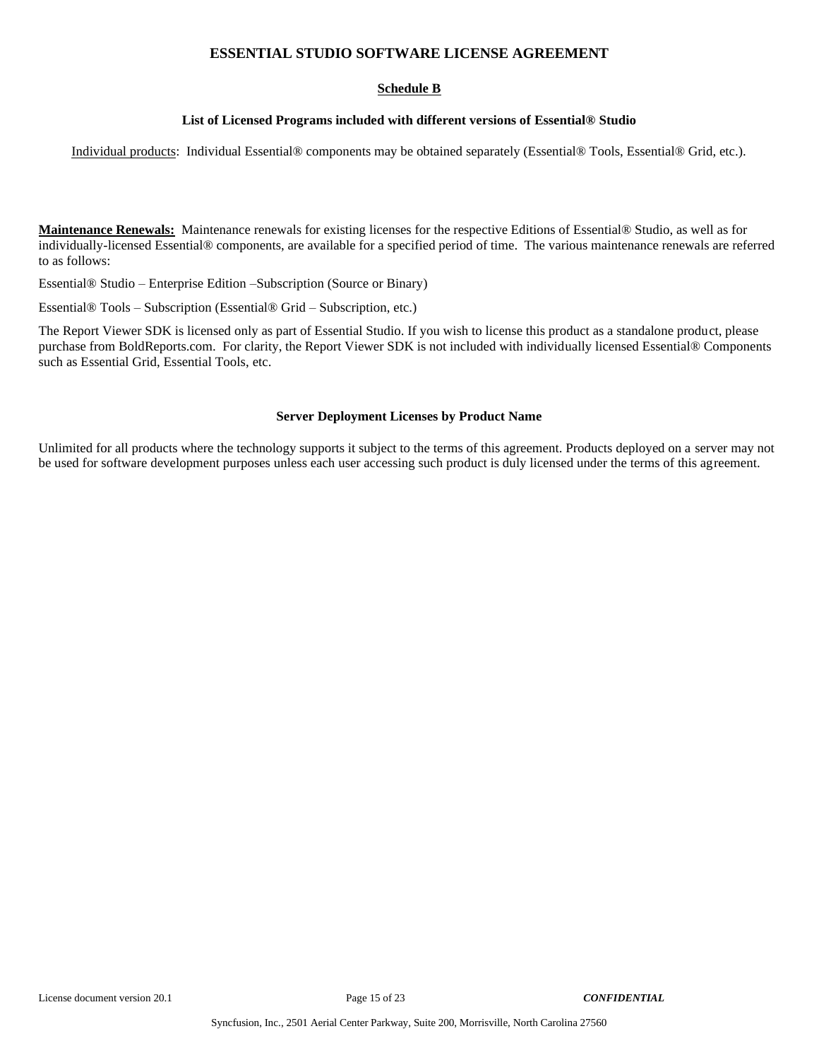# ESSENTIAL STUDIO SOFTWARE LICENSE AGREEMENT

## Schedule B

### List of Licensed Programs included with different versions of Essential® Studio

Individual products: Individual Essential® components may be obtained separately (Essential® Tools, Essential® Grid, etc.).

**Maintenance Renewals:** Maintenance renewals for existing licenses for the respective Editions of Essential® Studio, as well as for individually-licensed Essential® components, are available for a specified period of time. The various maintenance renewals are referred to as follows:

Essential® Studio – Enterprise Edition –Subscription (Source or Binary)

Essential® Tools – Subscription (Essential® Grid – Subscription, etc.)

The Report Viewer SDK is licensed only as part of Essential Studio. If you wish to license this product as a standalone product, please purchase from BoldReports.com. For clarity, the Report Viewer SDK is not included with individually licensed Essential® Components such as Essential Grid, Essential Tools, etc.

### Server Deployment Licenses by Product Name

Unlimited for all products where the technology supports it subject to the terms of this agreement. Products deployed on a server may not be used for software development purposes unless each user accessing such product is duly licensed under the terms of this agreement.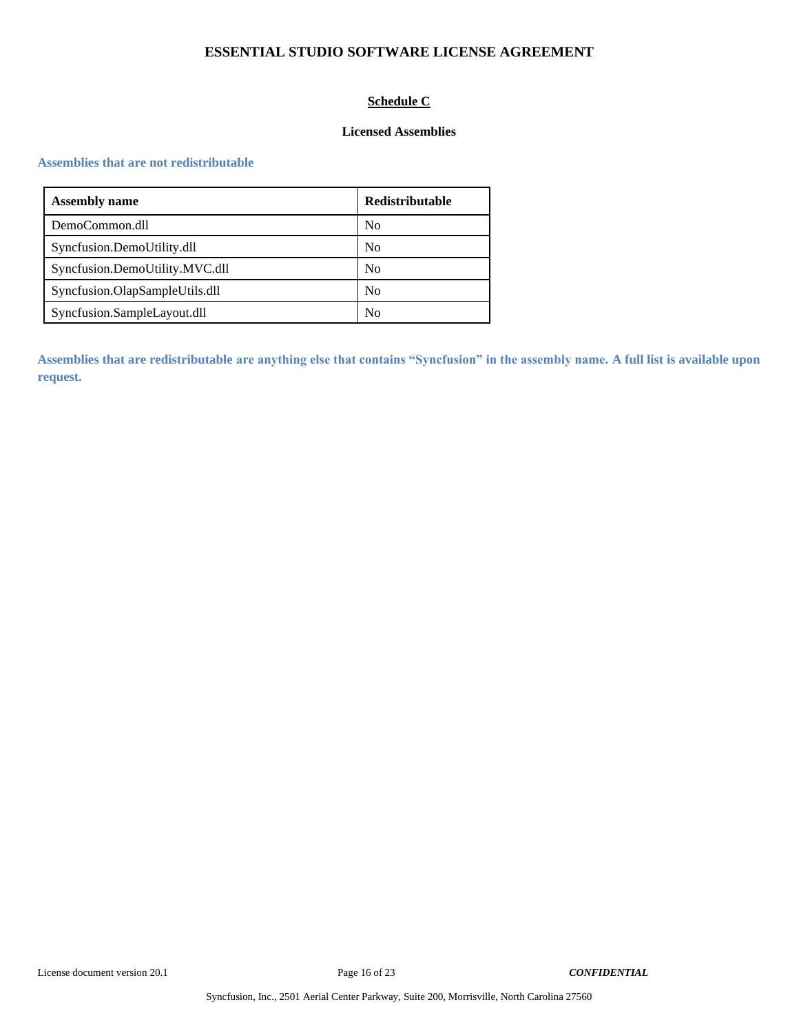## Schedule C

### Licensed Assemblies

**Assemblies that are not redistributable**

| Assembly name | Redistributable |
|---|---|
| DemoCommon.dll | No |
| Syncfusion.DemoUtility.dll | No |
| Syncfusion.DemoUtility.MVC.dll | No |
| Syncfusion.OlapSampleUtils.dll | No |
| Syncfusion.SampleLayout.dll | No |

**Assemblies that are redistributable are anything else that contains "Syncfusion" in the assembly name. A full list is available upon request.**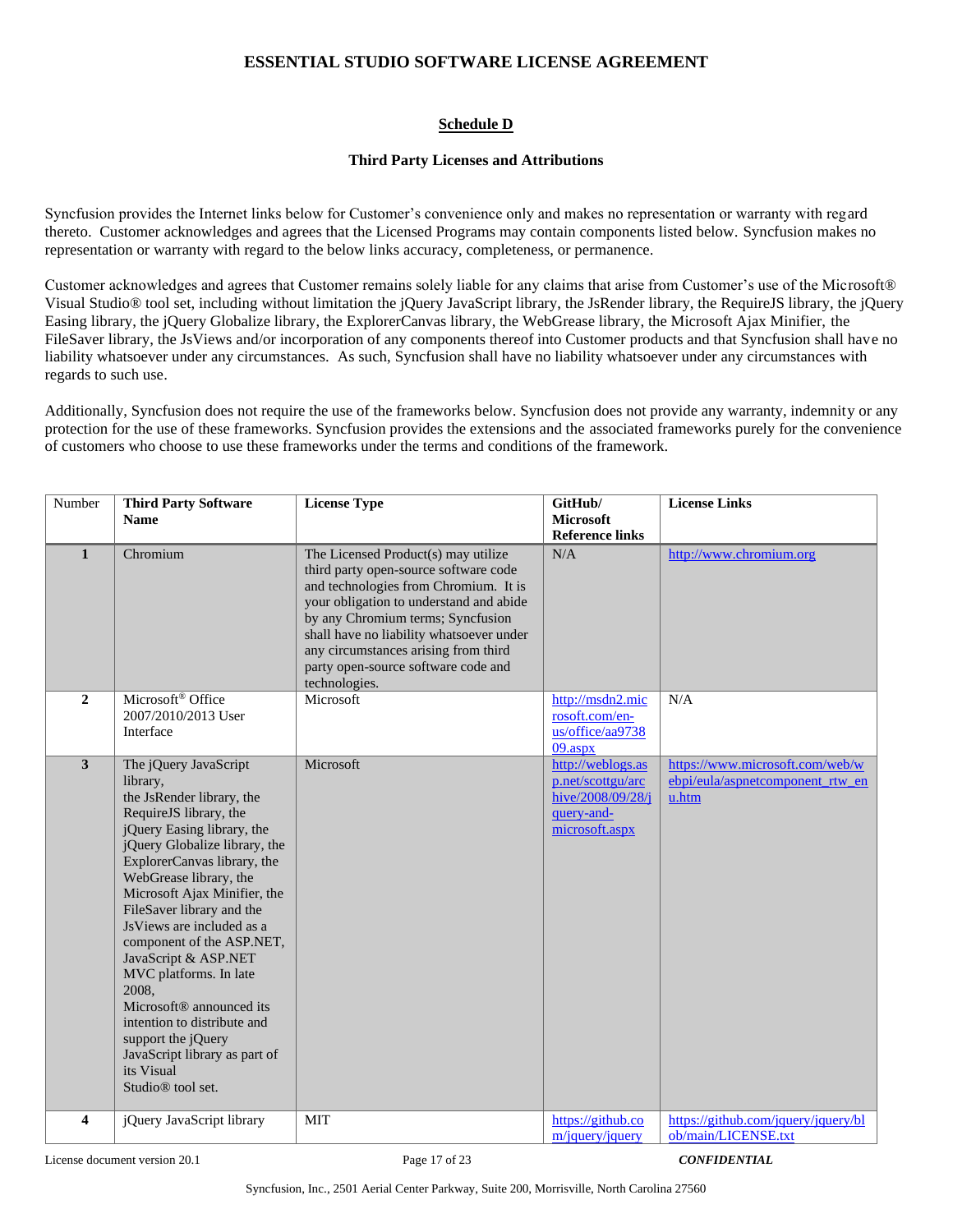# ESSENTIAL STUDIO SOFTWARE LICENSE AGREEMENT

## Schedule D

### Third Party Licenses and Attributions

Syncfusion provides the Internet links below for Customer's convenience only and makes no representation or warranty with regard thereto. Customer acknowledges and agrees that the Licensed Programs may contain components listed below. Syncfusion makes no representation or warranty with regard to the below links accuracy, completeness, or permanence.

Customer acknowledges and agrees that Customer remains solely liable for any claims that arise from Customer's use of the Microsoft® Visual Studio® tool set, including without limitation the jQuery JavaScript library, the JsRender library, the RequireJS library, the jQuery Easing library, the jQuery Globalize library, the ExplorerCanvas library, the WebGrease library, the Microsoft Ajax Minifier, the FileSaver library, the JsViews and/or incorporation of any components thereof into Customer products and that Syncfusion shall have no liability whatsoever under any circumstances. As such, Syncfusion shall have no liability whatsoever under any circumstances with regards to such use.

Additionally, Syncfusion does not require the use of the frameworks below. Syncfusion does not provide any warranty, indemnity or any protection for the use of these frameworks. Syncfusion provides the extensions and the associated frameworks purely for the convenience of customers who choose to use these frameworks under the terms and conditions of the framework.

| Number | Third Party Software Name | License Type | GitHub/ Microsoft Reference links | License Links |
|---|---|---|---|---|
| **1** | Chromium | The Licensed Product(s) may utilize third party open-source software code and technologies from Chromium. It is your obligation to understand and abide by any Chromium terms; Syncfusion shall have no liability whatsoever under any circumstances arising from third party open-source software code and technologies. | N/A | http://www.chromium.org |
| **2** | Microsoft® Office 2007/2010/2013 User Interface | Microsoft | http://msdn2.microsoft.com/en-us/office/aa973809.aspx | N/A |
| **3** | The jQuery JavaScript library, the JsRender library, the RequireJS library, the jQuery Easing library, the jQuery Globalize library, the ExplorerCanvas library, the WebGrease library, the Microsoft Ajax Minifier, the FileSaver library and the JsViews are included as a component of the ASP.NET, JavaScript & ASP.NET MVC platforms. In late 2008, Microsoft® announced its intention to distribute and support the jQuery JavaScript library as part of its Visual Studio® tool set. | Microsoft | http://weblogs.asp.net/scottgu/archive/2008/09/28/jquery-and-microsoft.aspx | https://www.microsoft.com/web/webpi/eula/aspnetcomponent_rtw_enu.htm |
| **4** | jQuery JavaScript library | MIT | https://github.com/jquery/jquery | https://github.com/jquery/jquery/blob/main/LICENSE.txt |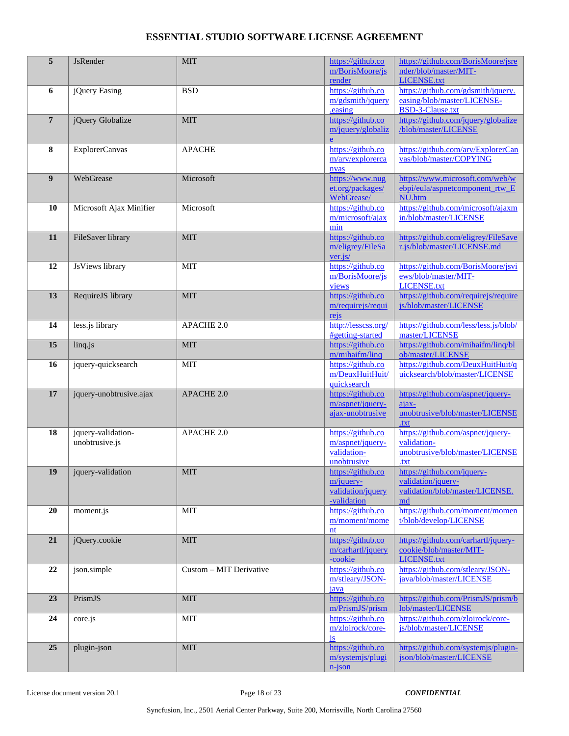| 5 | JsRender | MIT | https://github.com/BorisMoore/jsrender | https://github.com/BorisMoore/jsrender/blob/master/MIT-LICENSE.txt |
|---|---|---|---|---|
| 6 | jQuery Easing | BSD | https://github.com/gdsmith/jquery.easing | https://github.com/gdsmith/jquery.easing/blob/master/LICENSE-BSD-3-Clause.txt |
| 7 | jQuery Globalize | MIT | https://github.com/jquery/globalize | https://github.com/jquery/globalize/blob/master/LICENSE |
| 8 | ExplorerCanvas | APACHE | https://github.com/arv/explorercanvas | https://github.com/arv/ExplorerCanvas/blob/master/COPYING |
| 9 | WebGrease | Microsoft | https://www.nuget.org/packages/WebGrease/ | https://www.microsoft.com/web/webpi/eula/aspnetcomponent_rtw_ENU.htm |
| 10 | Microsoft Ajax Minifier | Microsoft | https://github.com/microsoft/ajaxmin | https://github.com/microsoft/ajaxmin/blob/master/LICENSE |
| 11 | FileSaver library | MIT | https://github.com/eligrey/FileSaver.js/ | https://github.com/eligrey/FileSaver.js/blob/master/LICENSE.md |
| 12 | JsViews library | MIT | https://github.com/BorisMoore/jsviews | https://github.com/BorisMoore/jsviews/blob/master/MIT-LICENSE.txt |
| 13 | RequireJS library | MIT | https://github.com/requirejs/requirejs | https://github.com/requirejs/requirejs/blob/master/LICENSE |
| 14 | less.js library | APACHE 2.0 | http://lesscss.org/#getting-started | https://github.com/less/less.js/blob/master/LICENSE |
| 15 | linq.js | MIT | https://github.com/mihaifm/linq | https://github.com/mihaifm/linq/blob/master/LICENSE |
| 16 | jquery-quicksearch | MIT | https://github.com/DeuxHuitHuit/quicksearch | https://github.com/DeuxHuitHuit/quicksearch/blob/master/LICENSE |
| 17 | jquery-unobtrusive.ajax | APACHE 2.0 | https://github.com/aspnet/jquery-ajax-unobtrusive | https://github.com/aspnet/jquery-ajax-unobtrusive/blob/master/LICENSE.txt |
| 18 | jquery-validation-unobtrusive.js | APACHE 2.0 | https://github.com/aspnet/jquery-validation-unobtrusive | https://github.com/aspnet/jquery-validation-unobtrusive/blob/master/LICENSE.txt |
| 19 | jquery-validation | MIT | https://github.com/jquery-validation/jquery-validation | https://github.com/jquery-validation/jquery-validation/blob/master/LICENSE.md |
| 20 | moment.js | MIT | https://github.com/moment/moment | https://github.com/moment/moment/blob/develop/LICENSE |
| 21 | jQuery.cookie | MIT | https://github.com/carhartl/jquery-cookie | https://github.com/carhartl/jquery-cookie/blob/master/MIT-LICENSE.txt |
| 22 | json.simple | Custom – MIT Derivative | https://github.com/stleary/JSON-java | https://github.com/stleary/JSON-java/blob/master/LICENSE |
| 23 | PrismJS | MIT | https://github.com/PrismJS/prism | https://github.com/PrismJS/prism/blob/master/LICENSE |
| 24 | core.js | MIT | https://github.com/zloirock/core-js | https://github.com/zloirock/core-js/blob/master/LICENSE |
| 25 | plugin-json | MIT | https://github.com/systemjs/plugin-json | https://github.com/systemjs/plugin-json/blob/master/LICENSE |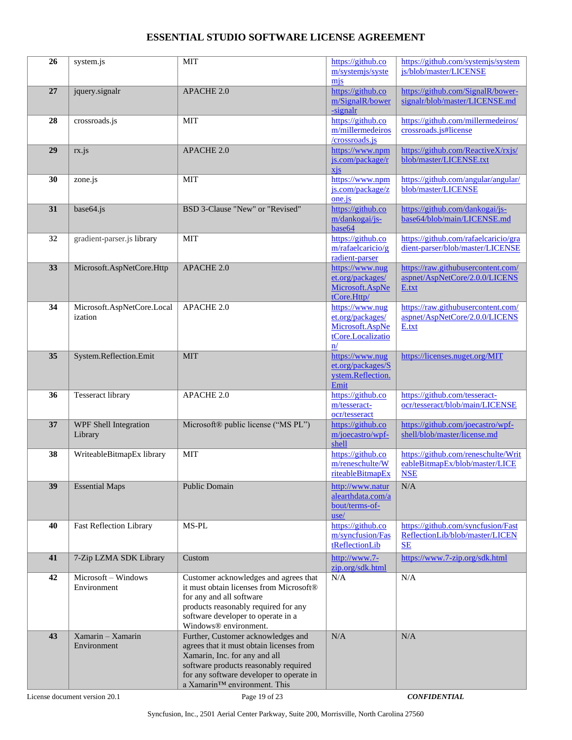## ESSENTIAL STUDIO SOFTWARE LICENSE AGREEMENT

| | | | | |
|---|---|---|---|---|
| **26** | system.js | MIT | https://github.com/systemjs/systemjs | https://github.com/systemjs/systemjs/blob/master/LICENSE |
| **27** | jquery.signalr | APACHE 2.0 | https://github.com/SignalR/bower-signalr | https://github.com/SignalR/bower-signalr/blob/master/LICENSE.md |
| **28** | crossroads.js | MIT | https://github.com/millermedeiros/crossroads.js | https://github.com/millermedeiros/crossroads.js#license |
| **29** | rx.js | APACHE 2.0 | https://www.npmjs.com/package/rxjs | https://github.com/ReactiveX/rxjs/blob/master/LICENSE.txt |
| **30** | zone.js | MIT | https://www.npmjs.com/package/zone.js | https://github.com/angular/angular/blob/master/LICENSE |
| **31** | base64.js | BSD 3-Clause "New" or "Revised" | https://github.com/dankogai/js-base64 | https://github.com/dankogai/js-base64/blob/main/LICENSE.md |
| **32** | gradient-parser.js library | MIT | https://github.com/rafaelcaricio/gradient-parser | https://github.com/rafaelcaricio/gradient-parser/blob/master/LICENSE |
| **33** | Microsoft.AspNetCore.Http | APACHE 2.0 | https://www.nuget.org/packages/Microsoft.AspNetCore.Http/ | https://raw.githubusercontent.com/aspnet/AspNetCore/2.0.0/LICENSE.txt |
| **34** | Microsoft.AspNetCore.Localization | APACHE 2.0 | https://www.nuget.org/packages/Microsoft.AspNetCore.Localization/ | https://raw.githubusercontent.com/aspnet/AspNetCore/2.0.0/LICENSE.txt |
| **35** | System.Reflection.Emit | MIT | https://www.nuget.org/packages/System.Reflection.Emit | https://licenses.nuget.org/MIT |
| **36** | Tesseract library | APACHE 2.0 | https://github.com/tesseract-ocr/tesseract | https://github.com/tesseract-ocr/tesseract/blob/main/LICENSE |
| **37** | WPF Shell Integration Library | Microsoft® public license ("MS PL") | https://github.com/joecastro/wpf-shell | https://github.com/joecastro/wpf-shell/blob/master/license.md |
| **38** | WriteableBitmapEx library | MIT | https://github.com/reneschulte/WriteableBitmapEx | https://github.com/reneschulte/WriteableBitmapEx/blob/master/LICENSE |
| **39** | Essential Maps | Public Domain | http://www.naturalearthdata.com/about/terms-of-use/ | N/A |
| **40** | Fast Reflection Library | MS-PL | https://github.com/syncfusion/FastReflectionLib | https://github.com/syncfusion/FastReflectionLib/blob/master/LICENSE |
| **41** | 7-Zip LZMA SDK Library | Custom | http://www.7-zip.org/sdk.html | https://www.7-zip.org/sdk.html |
| **42** | Microsoft – Windows Environment | Customer acknowledges and agrees that it must obtain licenses from Microsoft® for any and all software products reasonably required for any software developer to operate in a Windows® environment. | N/A | N/A |
| **43** | Xamarin – Xamarin Environment | Further, Customer acknowledges and agrees that it must obtain licenses from Xamarin, Inc. for any and all software products reasonably required for any software developer to operate in a Xamarin™ environment. This | N/A | N/A |

License document version 20.1 *CONFIDENTIAL*

Syncfusion, Inc., 2501 Aerial Center Parkway, Suite 200, Morrisville, North Carolina 27560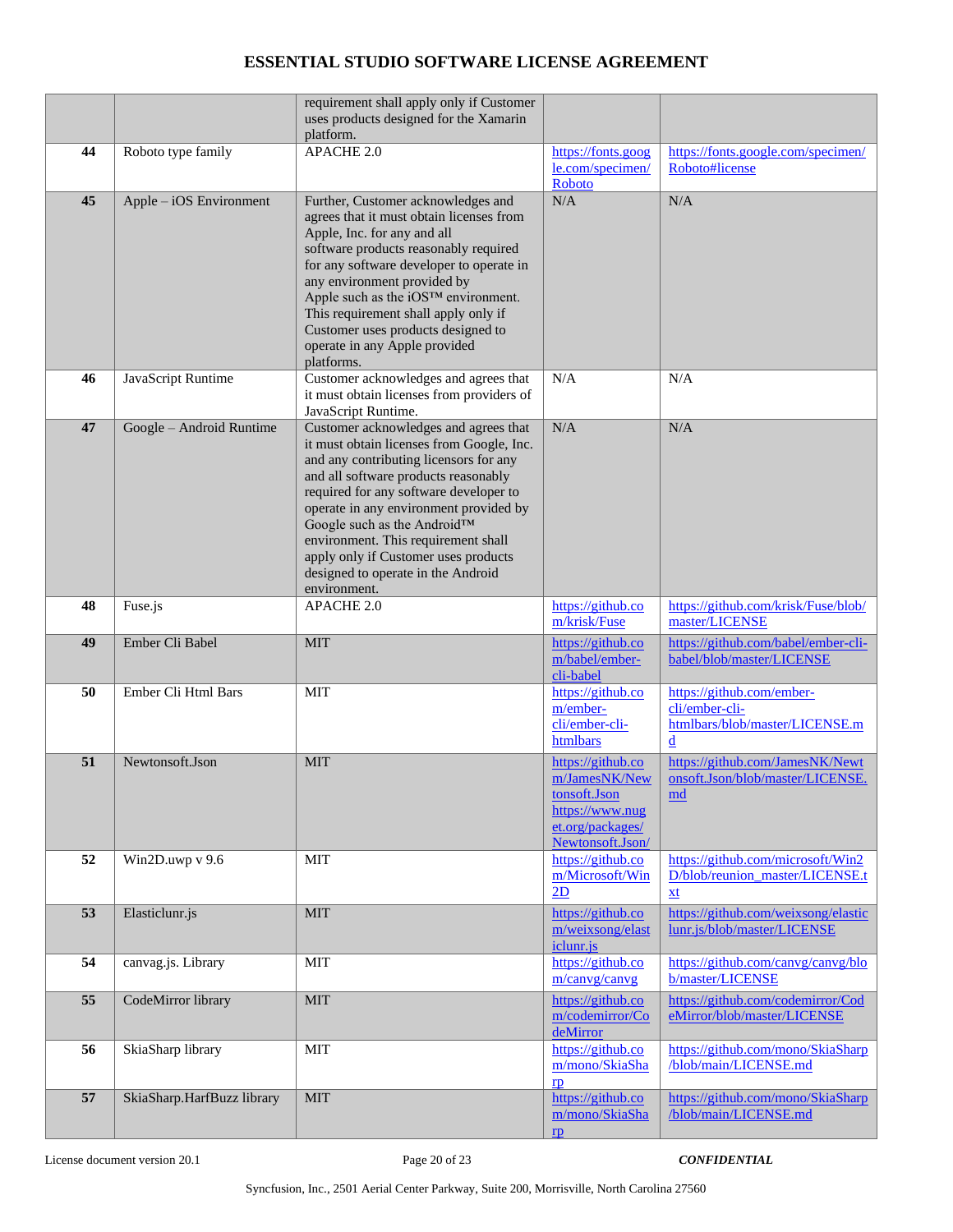# ESSENTIAL STUDIO SOFTWARE LICENSE AGREEMENT

| | | | | |
|---|---|---|---|---|
| | | requirement shall apply only if Customer uses products designed for the Xamarin platform. | | |
| **44** | Roboto type family | APACHE 2.0 | https://fonts.google.com/specimen/Roboto | https://fonts.google.com/specimen/Roboto#license |
| **45** | Apple – iOS Environment | Further, Customer acknowledges and agrees that it must obtain licenses from Apple, Inc. for any and all software products reasonably required for any software developer to operate in any environment provided by Apple such as the iOS™ environment. This requirement shall apply only if Customer uses products designed to operate in any Apple provided platforms. | N/A | N/A |
| **46** | JavaScript Runtime | Customer acknowledges and agrees that it must obtain licenses from providers of JavaScript Runtime. | N/A | N/A |
| **47** | Google – Android Runtime | Customer acknowledges and agrees that it must obtain licenses from Google, Inc. and any contributing licensors for any and all software products reasonably required for any software developer to operate in any environment provided by Google such as the Android™ environment. This requirement shall apply only if Customer uses products designed to operate in the Android environment. | N/A | N/A |
| **48** | Fuse.js | APACHE 2.0 | https://github.com/krisk/Fuse | https://github.com/krisk/Fuse/blob/master/LICENSE |
| **49** | Ember Cli Babel | MIT | https://github.com/babel/ember-cli-babel | https://github.com/babel/ember-cli-babel/blob/master/LICENSE |
| **50** | Ember Cli Html Bars | MIT | https://github.com/ember-cli/ember-cli-htmlbars | https://github.com/ember-cli/ember-cli-htmlbars/blob/master/LICENSE.md |
| **51** | Newtonsoft.Json | MIT | https://github.com/JamesNK/Newtonsoft.Json https://www.nuget.org/packages/Newtonsoft.Json/ | https://github.com/JamesNK/Newtonsoft.Json/blob/master/LICENSE.md |
| **52** | Win2D.uwp v 9.6 | MIT | https://github.com/Microsoft/Win2D | https://github.com/microsoft/Win2D/blob/reunion_master/LICENSE.txt |
| **53** | Elasticlunr.js | MIT | https://github.com/weixsong/elasticlunr.js | https://github.com/weixsong/elasticlunr.js/blob/master/LICENSE |
| **54** | canvag.js. Library | MIT | https://github.com/canvg/canvg | https://github.com/canvg/canvg/blob/master/LICENSE |
| **55** | CodeMirror library | MIT | https://github.com/codemirror/CodeMirror | https://github.com/codemirror/CodeMirror/blob/master/LICENSE |
| **56** | SkiaSharp library | MIT | https://github.com/mono/SkiaSharp | https://github.com/mono/SkiaSharp/blob/main/LICENSE.md |
| **57** | SkiaSharp.HarfBuzz library | MIT | https://github.com/mono/SkiaSharp | https://github.com/mono/SkiaSharp/blob/main/LICENSE.md |

License document version 20.1 | *CONFIDENTIAL*

Syncfusion, Inc., 2501 Aerial Center Parkway, Suite 200, Morrisville, North Carolina 27560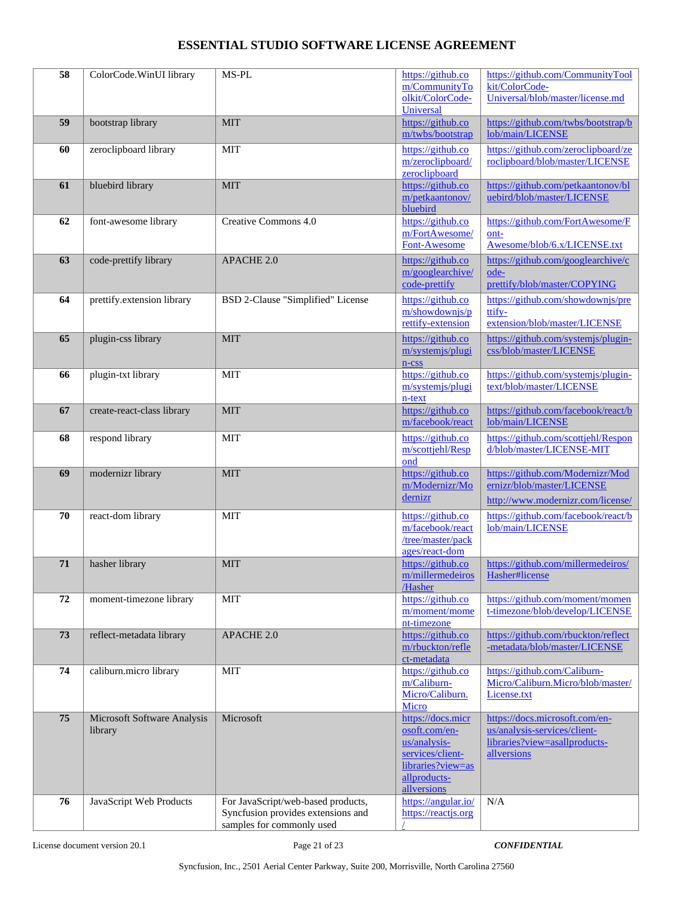| 58 | ColorCode.WinUI library | MS-PL | https://github.com/CommunityToolkit/ColorCode-Universal | https://github.com/CommunityToolkit/ColorCode-Universal/blob/master/license.md |
|---|---|---|---|---|
| 59 | bootstrap library | MIT | https://github.com/twbs/bootstrap | https://github.com/twbs/bootstrap/blob/main/LICENSE |
| 60 | zeroclipboard library | MIT | https://github.com/zeroclipboard/zeroclipboard | https://github.com/zeroclipboard/zeroclipboard/blob/master/LICENSE |
| 61 | bluebird library | MIT | https://github.com/petkaantonov/bluebird | https://github.com/petkaantonov/bluebird/blob/master/LICENSE |
| 62 | font-awesome library | Creative Commons 4.0 | https://github.com/FortAwesome/Font-Awesome | https://github.com/FortAwesome/Font-Awesome/blob/6.x/LICENSE.txt |
| 63 | code-prettify library | APACHE 2.0 | https://github.com/googlearchive/code-prettify | https://github.com/googlearchive/code-prettify/blob/master/COPYING |
| 64 | prettify.extension library | BSD 2-Clause "Simplified" License | https://github.com/showdownjs/prettify-extension | https://github.com/showdownjs/prettify-extension/blob/master/LICENSE |
| 65 | plugin-css library | MIT | https://github.com/systemjs/plugin-css | https://github.com/systemjs/plugin-css/blob/master/LICENSE |
| 66 | plugin-txt library | MIT | https://github.com/systemjs/plugin-text | https://github.com/systemjs/plugin-text/blob/master/LICENSE |
| 67 | create-react-class library | MIT | https://github.com/facebook/react | https://github.com/facebook/react/blob/main/LICENSE |
| 68 | respond library | MIT | https://github.com/scottjehl/Respond | https://github.com/scottjehl/Respond/blob/master/LICENSE-MIT |
| 69 | modernizr library | MIT | https://github.com/Modernizr/Modernizr | https://github.com/Modernizr/Modernizr/blob/master/LICENSE<br>http://www.modernizr.com/license/ |
| 70 | react-dom library | MIT | https://github.com/facebook/react/tree/master/packages/react-dom | https://github.com/facebook/react/blob/main/LICENSE |
| 71 | hasher library | MIT | https://github.com/millermedeiros/Hasher | https://github.com/millermedeiros/Hasher#license |
| 72 | moment-timezone library | MIT | https://github.com/moment/moment-timezone | https://github.com/moment/moment-timezone/blob/develop/LICENSE |
| 73 | reflect-metadata library | APACHE 2.0 | https://github.com/rbuckton/reflect-metadata | https://github.com/rbuckton/reflect-metadata/blob/master/LICENSE |
| 74 | caliburn.micro library | MIT | https://github.com/Caliburn-Micro/Caliburn.Micro | https://github.com/Caliburn-Micro/Caliburn.Micro/blob/master/License.txt |
| 75 | Microsoft Software Analysis library | Microsoft | https://docs.microsoft.com/en-us/analysis-services/client-libraries?view=asallproducts-allversions | https://docs.microsoft.com/en-us/analysis-services/client-libraries?view=asallproducts-allversions |
| 76 | JavaScript Web Products | For JavaScript/web-based products, Syncfusion provides extensions and samples for commonly used | https://angular.io/<br>https://reactjs.org/ | N/A |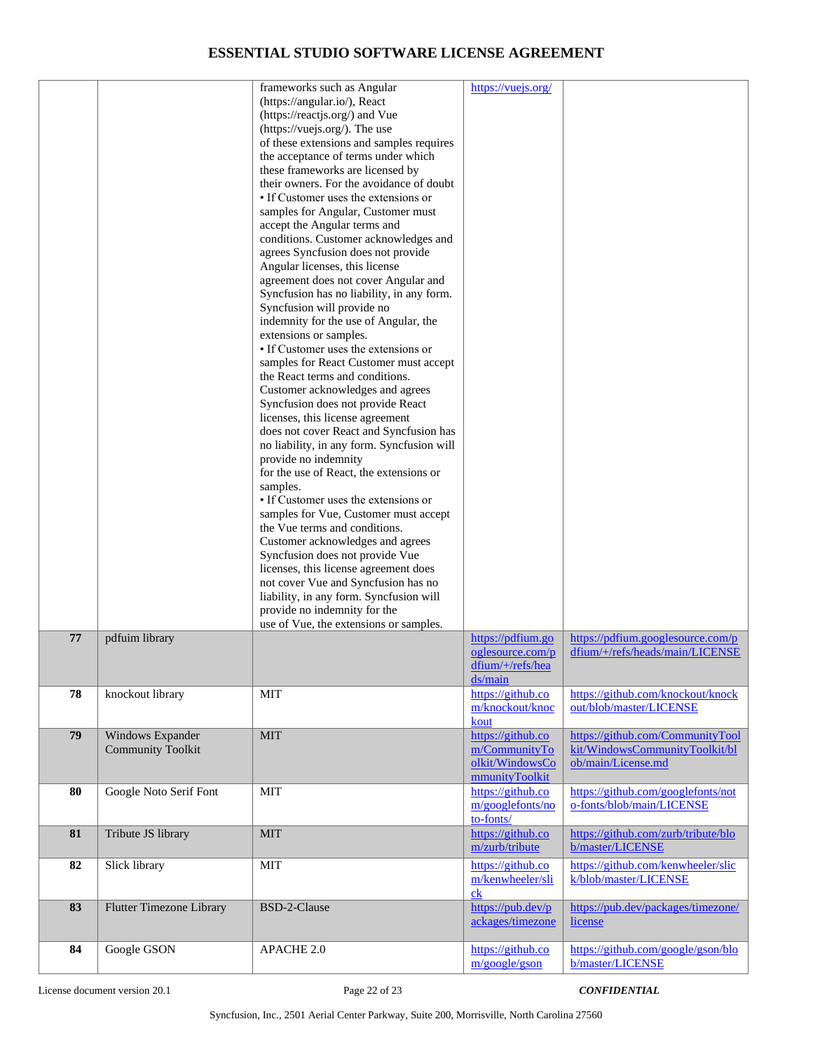| | | | | |
|---|---|---|---|---|
| | | frameworks such as Angular (https://angular.io/), React (https://reactjs.org/) and Vue (https://vuejs.org/). The use of these extensions and samples requires the acceptance of terms under which these frameworks are licensed by their owners. For the avoidance of doubt • If Customer uses the extensions or samples for Angular, Customer must accept the Angular terms and conditions. Customer acknowledges and agrees Syncfusion does not provide Angular licenses, this license agreement does not cover Angular and Syncfusion has no liability, in any form. Syncfusion will provide no indemnity for the use of Angular, the extensions or samples. • If Customer uses the extensions or samples for React Customer must accept the React terms and conditions. Customer acknowledges and agrees Syncfusion does not provide React licenses, this license agreement does not cover React and Syncfusion has no liability, in any form. Syncfusion will provide no indemnity for the use of React, the extensions or samples. • If Customer uses the extensions or samples for Vue, Customer must accept the Vue terms and conditions. Customer acknowledges and agrees Syncfusion does not provide Vue licenses, this license agreement does not cover Vue and Syncfusion has no liability, in any form. Syncfusion will provide no indemnity for the use of Vue, the extensions or samples. | https://vuejs.org/ | |
| **77** | pdfuim library | | https://pdfium.googlesource.com/pdfium/+/refs/heads/main | https://pdfium.googlesource.com/pdfium/+/refs/heads/main/LICENSE |
| **78** | knockout library | MIT | https://github.com/knockout/knockout | https://github.com/knockout/knockout/blob/master/LICENSE |
| **79** | Windows Expander Community Toolkit | MIT | https://github.com/CommunityToolkit/WindowsCommunityToolkit | https://github.com/CommunityToolkit/WindowsCommunityToolkit/blob/main/License.md |
| **80** | Google Noto Serif Font | MIT | https://github.com/googlefonts/noto-fonts/ | https://github.com/googlefonts/noto-fonts/blob/main/LICENSE |
| **81** | Tribute JS library | MIT | https://github.com/zurb/tribute | https://github.com/zurb/tribute/blob/master/LICENSE |
| **82** | Slick library | MIT | https://github.com/kenwheeler/slick | https://github.com/kenwheeler/slick/blob/master/LICENSE |
| **83** | Flutter Timezone Library | BSD-2-Clause | https://pub.dev/packages/timezone | https://pub.dev/packages/timezone/license |
| **84** | Google GSON | APACHE 2.0 | https://github.com/google/gson | https://github.com/google/gson/blob/master/LICENSE |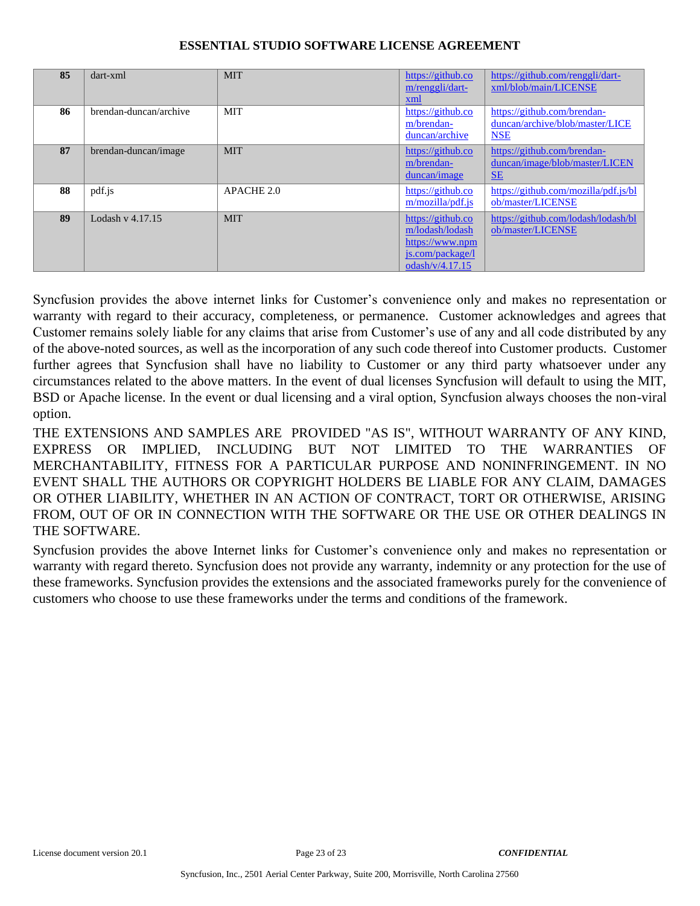| | | | | |
|---|---|---|---|---|
| **85** | dart-xml | MIT | https://github.com/renggli/dart-xml | https://github.com/renggli/dart-xml/blob/main/LICENSE |
| **86** | brendan-duncan/archive | MIT | https://github.com/brendan-duncan/archive | https://github.com/brendan-duncan/archive/blob/master/LICENSE |
| **87** | brendan-duncan/image | MIT | https://github.com/brendan-duncan/image | https://github.com/brendan-duncan/image/blob/master/LICENSE |
| **88** | pdf.js | APACHE 2.0 | https://github.com/mozilla/pdf.js | https://github.com/mozilla/pdf.js/blob/master/LICENSE |
| **89** | Lodash v 4.17.15 | MIT | https://github.com/lodash/lodash https://www.npmjs.com/package/lodash/v/4.17.15 | https://github.com/lodash/lodash/blob/master/LICENSE |

Syncfusion provides the above internet links for Customer's convenience only and makes no representation or warranty with regard to their accuracy, completeness, or permanence. Customer acknowledges and agrees that Customer remains solely liable for any claims that arise from Customer's use of any and all code distributed by any of the above-noted sources, as well as the incorporation of any such code thereof into Customer products. Customer further agrees that Syncfusion shall have no liability to Customer or any third party whatsoever under any circumstances related to the above matters. In the event of dual licenses Syncfusion will default to using the MIT, BSD or Apache license. In the event or dual licensing and a viral option, Syncfusion always chooses the non-viral option.

THE EXTENSIONS AND SAMPLES ARE PROVIDED "AS IS", WITHOUT WARRANTY OF ANY KIND, EXPRESS OR IMPLIED, INCLUDING BUT NOT LIMITED TO THE WARRANTIES OF MERCHANTABILITY, FITNESS FOR A PARTICULAR PURPOSE AND NONINFRINGEMENT. IN NO EVENT SHALL THE AUTHORS OR COPYRIGHT HOLDERS BE LIABLE FOR ANY CLAIM, DAMAGES OR OTHER LIABILITY, WHETHER IN AN ACTION OF CONTRACT, TORT OR OTHERWISE, ARISING FROM, OUT OF OR IN CONNECTION WITH THE SOFTWARE OR THE USE OR OTHER DEALINGS IN THE SOFTWARE.

Syncfusion provides the above Internet links for Customer's convenience only and makes no representation or warranty with regard thereto. Syncfusion does not provide any warranty, indemnity or any protection for the use of these frameworks. Syncfusion provides the extensions and the associated frameworks purely for the convenience of customers who choose to use these frameworks under the terms and conditions of the framework.